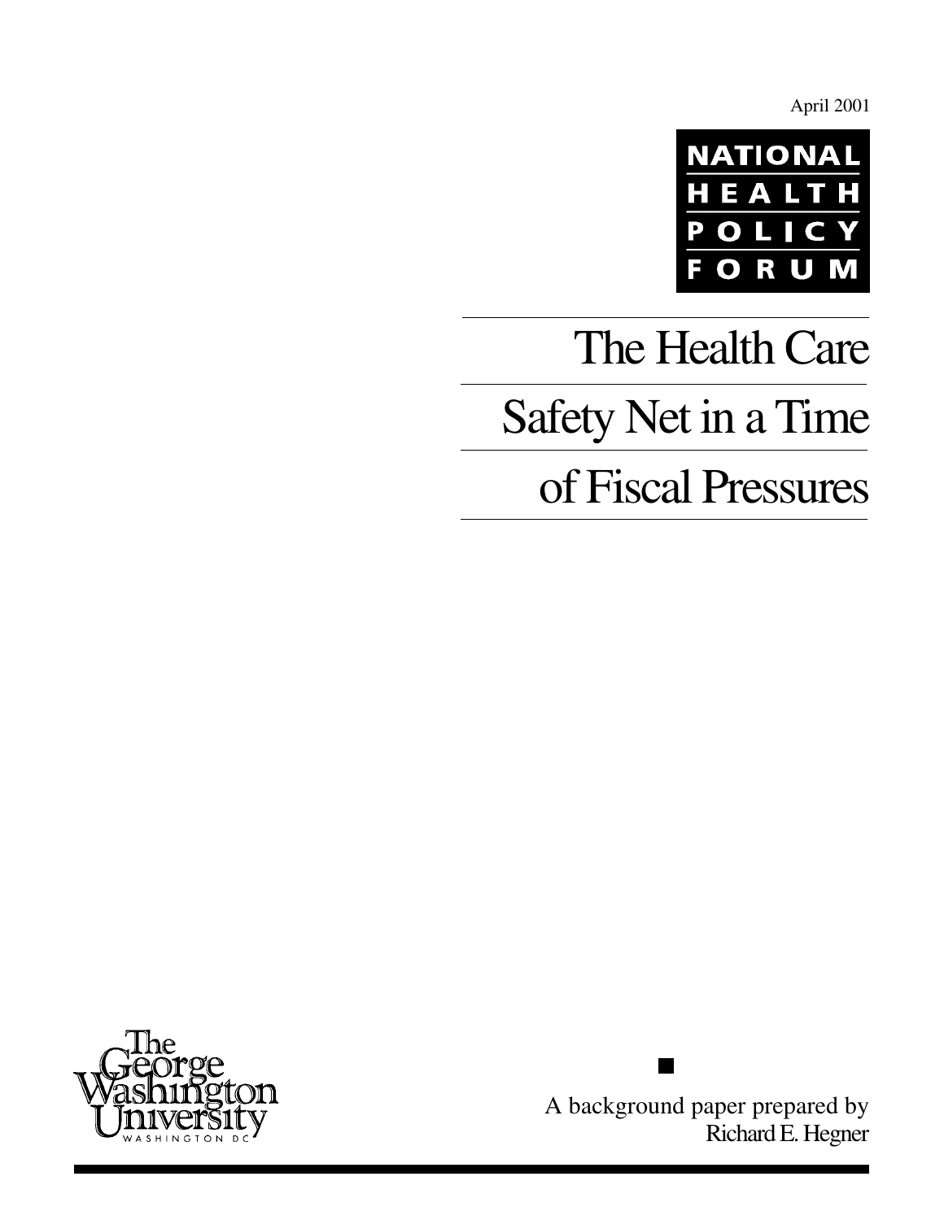April 2001

NATIONAL HEALTH POLICY FORUM

# The Health Care Safety Net in a Time of Fiscal Pressures

The George Washington University WASHINGTON DC

A background paper prepared by Richard E. Hegner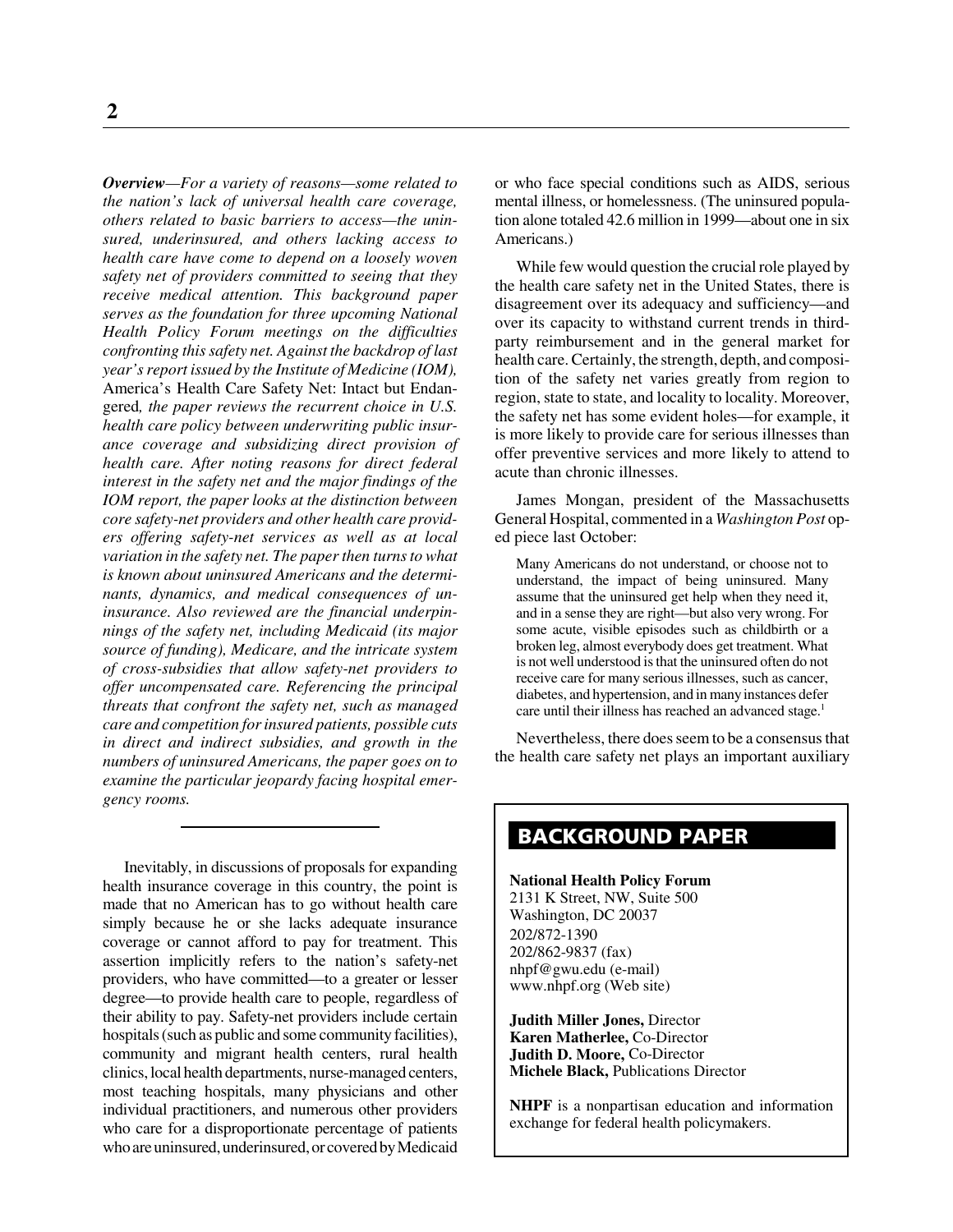***Overview****—For a variety of reasons—some related to the nation's lack of universal health care coverage, others related to basic barriers to access—the uninsured, underinsured, and others lacking access to health care have come to depend on a loosely woven safety net of providers committed to seeing that they receive medical attention. This background paper serves as the foundation for three upcoming National Health Policy Forum meetings on the difficulties confronting this safety net. Against the backdrop of last year's report issued by the Institute of Medicine (IOM),* America's Health Care Safety Net: Intact but Endangered*, the paper reviews the recurrent choice in U.S. health care policy between underwriting public insurance coverage and subsidizing direct provision of health care. After noting reasons for direct federal interest in the safety net and the major findings of the IOM report, the paper looks at the distinction between core safety-net providers and other health care providers offering safety-net services as well as at local variation in the safety net. The paper then turns to what is known about uninsured Americans and the determinants, dynamics, and medical consequences of uninsurance. Also reviewed are the financial underpinnings of the safety net, including Medicaid (its major source of funding), Medicare, and the intricate system of cross-subsidies that allow safety-net providers to offer uncompensated care. Referencing the principal threats that confront the safety net, such as managed care and competition for insured patients, possible cuts in direct and indirect subsidies, and growth in the numbers of uninsured Americans, the paper goes on to examine the particular jeopardy facing hospital emergency rooms.*

---

Inevitably, in discussions of proposals for expanding health insurance coverage in this country, the point is made that no American has to go without health care simply because he or she lacks adequate insurance coverage or cannot afford to pay for treatment. This assertion implicitly refers to the nation's safety-net providers, who have committed—to a greater or lesser degree—to provide health care to people, regardless of their ability to pay. Safety-net providers include certain hospitals (such as public and some community facilities), community and migrant health centers, rural health clinics, local health departments, nurse-managed centers, most teaching hospitals, many physicians and other individual practitioners, and numerous other providers who care for a disproportionate percentage of patients who are uninsured, underinsured, or covered by Medicaid or who face special conditions such as AIDS, serious mental illness, or homelessness. (The uninsured population alone totaled 42.6 million in 1999—about one in six Americans.)

While few would question the crucial role played by the health care safety net in the United States, there is disagreement over its adequacy and sufficiency—and over its capacity to withstand current trends in third-party reimbursement and in the general market for health care. Certainly, the strength, depth, and composition of the safety net varies greatly from region to region, state to state, and locality to locality. Moreover, the safety net has some evident holes—for example, it is more likely to provide care for serious illnesses than offer preventive services and more likely to attend to acute than chronic illnesses.

James Mongan, president of the Massachusetts General Hospital, commented in a *Washington Post* op-ed piece last October:

> Many Americans do not understand, or choose not to understand, the impact of being uninsured. Many assume that the uninsured get help when they need it, and in a sense they are right—but also very wrong. For some acute, visible episodes such as childbirth or a broken leg, almost everybody does get treatment. What is not well understood is that the uninsured often do not receive care for many serious illnesses, such as cancer, diabetes, and hypertension, and in many instances defer care until their illness has reached an advanced stage.[1]

Nevertheless, there does seem to be a consensus that the health care safety net plays an important auxiliary

## BACKGROUND PAPER

**National Health Policy Forum**
2131 K Street, NW, Suite 500
Washington, DC 20037
202/872-1390
202/862-9837 (fax)
nhpf@gwu.edu (e-mail)
www.nhpf.org (Web site)

**Judith Miller Jones,** Director
**Karen Matherlee,** Co-Director
**Judith D. Moore,** Co-Director
**Michele Black,** Publications Director

**NHPF** is a nonpartisan education and information exchange for federal health policymakers.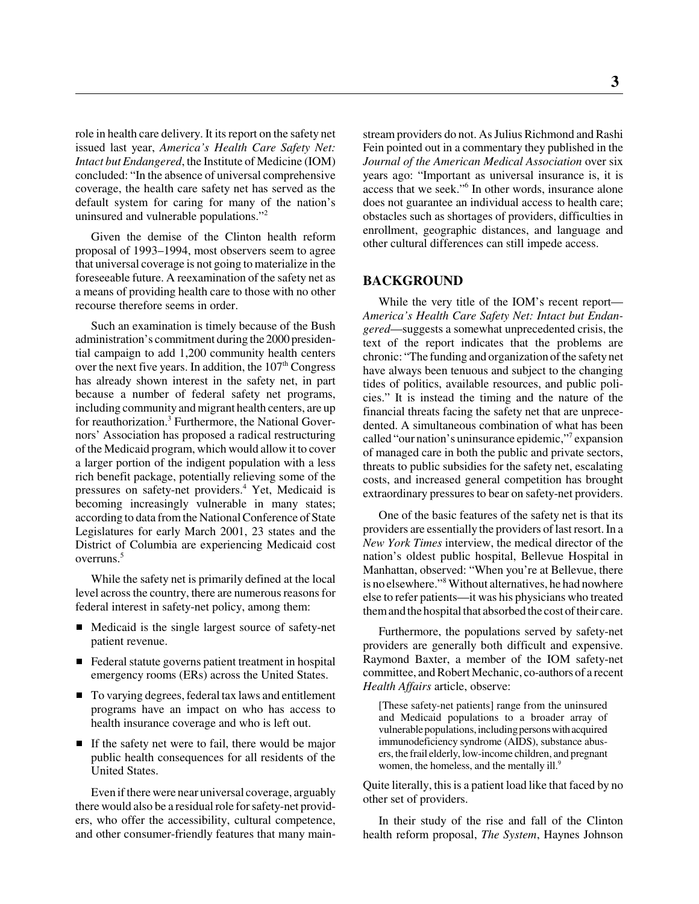role in health care delivery. It its report on the safety net issued last year, *America's Health Care Safety Net: Intact but Endangered*, the Institute of Medicine (IOM) concluded: "In the absence of universal comprehensive coverage, the health care safety net has served as the default system for caring for many of the nation's uninsured and vulnerable populations."[2]

Given the demise of the Clinton health reform proposal of 1993–1994, most observers seem to agree that universal coverage is not going to materialize in the foreseeable future. A reexamination of the safety net as a means of providing health care to those with no other recourse therefore seems in order.

Such an examination is timely because of the Bush administration's commitment during the 2000 presidential campaign to add 1,200 community health centers over the next five years. In addition, the 107th Congress has already shown interest in the safety net, in part because a number of federal safety net programs, including community and migrant health centers, are up for reauthorization.[3] Furthermore, the National Governors' Association has proposed a radical restructuring of the Medicaid program, which would allow it to cover a larger portion of the indigent population with a less rich benefit package, potentially relieving some of the pressures on safety-net providers.[4] Yet, Medicaid is becoming increasingly vulnerable in many states; according to data from the National Conference of State Legislatures for early March 2001, 23 states and the District of Columbia are experiencing Medicaid cost overruns.[5]

While the safety net is primarily defined at the local level across the country, there are numerous reasons for federal interest in safety-net policy, among them:

- Medicaid is the single largest source of safety-net patient revenue.
- Federal statute governs patient treatment in hospital emergency rooms (ERs) across the United States.
- To varying degrees, federal tax laws and entitlement programs have an impact on who has access to health insurance coverage and who is left out.
- If the safety net were to fail, there would be major public health consequences for all residents of the United States.

Even if there were near universal coverage, arguably there would also be a residual role for safety-net providers, who offer the accessibility, cultural competence, and other consumer-friendly features that many mainstream providers do not. As Julius Richmond and Rashi Fein pointed out in a commentary they published in the *Journal of the American Medical Association* over six years ago: "Important as universal insurance is, it is access that we seek."[6] In other words, insurance alone does not guarantee an individual access to health care; obstacles such as shortages of providers, difficulties in enrollment, geographic distances, and language and other cultural differences can still impede access.

## BACKGROUND

While the very title of the IOM's recent report—*America's Health Care Safety Net: Intact but Endangered*—suggests a somewhat unprecedented crisis, the text of the report indicates that the problems are chronic: "The funding and organization of the safety net have always been tenuous and subject to the changing tides of politics, available resources, and public policies." It is instead the timing and the nature of the financial threats facing the safety net that are unprecedented. A simultaneous combination of what has been called "our nation's uninsurance epidemic,"[7] expansion of managed care in both the public and private sectors, threats to public subsidies for the safety net, escalating costs, and increased general competition has brought extraordinary pressures to bear on safety-net providers.

One of the basic features of the safety net is that its providers are essentially the providers of last resort. In a *New York Times* interview, the medical director of the nation's oldest public hospital, Bellevue Hospital in Manhattan, observed: "When you're at Bellevue, there is no elsewhere."[8] Without alternatives, he had nowhere else to refer patients—it was his physicians who treated them and the hospital that absorbed the cost of their care.

Furthermore, the populations served by safety-net providers are generally both difficult and expensive. Raymond Baxter, a member of the IOM safety-net committee, and Robert Mechanic, co-authors of a recent *Health Affairs* article, observe:

> [These safety-net patients] range from the uninsured and Medicaid populations to a broader array of vulnerable populations, including persons with acquired immunodeficiency syndrome (AIDS), substance abusers, the frail elderly, low-income children, and pregnant women, the homeless, and the mentally ill.[9]

Quite literally, this is a patient load like that faced by no other set of providers.

In their study of the rise and fall of the Clinton health reform proposal, *The System*, Haynes Johnson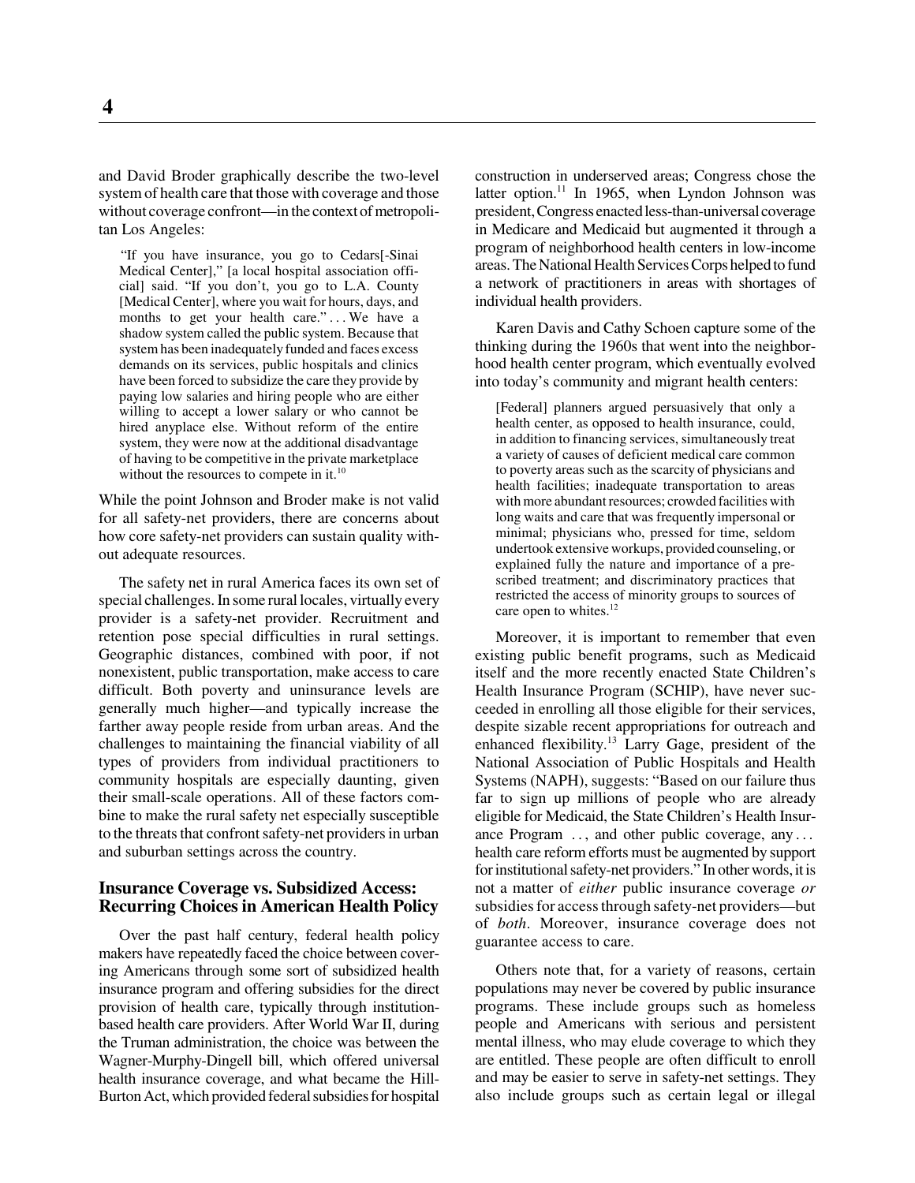and David Broder graphically describe the two-level system of health care that those with coverage and those without coverage confront—in the context of metropolitan Los Angeles:

> "If you have insurance, you go to Cedars[-Sinai Medical Center]," [a local hospital association official] said. "If you don't, you go to L.A. County [Medical Center], where you wait for hours, days, and months to get your health care." . . . We have a shadow system called the public system. Because that system has been inadequately funded and faces excess demands on its services, public hospitals and clinics have been forced to subsidize the care they provide by paying low salaries and hiring people who are either willing to accept a lower salary or who cannot be hired anyplace else. Without reform of the entire system, they were now at the additional disadvantage of having to be competitive in the private marketplace without the resources to compete in it.[10]

While the point Johnson and Broder make is not valid for all safety-net providers, there are concerns about how core safety-net providers can sustain quality without adequate resources.

The safety net in rural America faces its own set of special challenges. In some rural locales, virtually every provider is a safety-net provider. Recruitment and retention pose special difficulties in rural settings. Geographic distances, combined with poor, if not nonexistent, public transportation, make access to care difficult. Both poverty and uninsurance levels are generally much higher—and typically increase the farther away people reside from urban areas. And the challenges to maintaining the financial viability of all types of providers from individual practitioners to community hospitals are especially daunting, given their small-scale operations. All of these factors combine to make the rural safety net especially susceptible to the threats that confront safety-net providers in urban and suburban settings across the country.

## Insurance Coverage vs. Subsidized Access: Recurring Choices in American Health Policy

Over the past half century, federal health policy makers have repeatedly faced the choice between covering Americans through some sort of subsidized health insurance program and offering subsidies for the direct provision of health care, typically through institution-based health care providers. After World War II, during the Truman administration, the choice was between the Wagner-Murphy-Dingell bill, which offered universal health insurance coverage, and what became the Hill-Burton Act, which provided federal subsidies for hospital construction in underserved areas; Congress chose the latter option.[11] In 1965, when Lyndon Johnson was president, Congress enacted less-than-universal coverage in Medicare and Medicaid but augmented it through a program of neighborhood health centers in low-income areas. The National Health Services Corps helped to fund a network of practitioners in areas with shortages of individual health providers.

Karen Davis and Cathy Schoen capture some of the thinking during the 1960s that went into the neighborhood health center program, which eventually evolved into today's community and migrant health centers:

> [Federal] planners argued persuasively that only a health center, as opposed to health insurance, could, in addition to financing services, simultaneously treat a variety of causes of deficient medical care common to poverty areas such as the scarcity of physicians and health facilities; inadequate transportation to areas with more abundant resources; crowded facilities with long waits and care that was frequently impersonal or minimal; physicians who, pressed for time, seldom undertook extensive workups, provided counseling, or explained fully the nature and importance of a prescribed treatment; and discriminatory practices that restricted the access of minority groups to sources of care open to whites.[12]

Moreover, it is important to remember that even existing public benefit programs, such as Medicaid itself and the more recently enacted State Children's Health Insurance Program (SCHIP), have never succeeded in enrolling all those eligible for their services, despite sizable recent appropriations for outreach and enhanced flexibility.[13] Larry Gage, president of the National Association of Public Hospitals and Health Systems (NAPH), suggests: "Based on our failure thus far to sign up millions of people who are already eligible for Medicaid, the State Children's Health Insurance Program . . , and other public coverage, any . . . health care reform efforts must be augmented by support for institutional safety-net providers." In other words, it is not a matter of *either* public insurance coverage *or* subsidies for access through safety-net providers—but of *both*. Moreover, insurance coverage does not guarantee access to care.

Others note that, for a variety of reasons, certain populations may never be covered by public insurance programs. These include groups such as homeless people and Americans with serious and persistent mental illness, who may elude coverage to which they are entitled. These people are often difficult to enroll and may be easier to serve in safety-net settings. They also include groups such as certain legal or illegal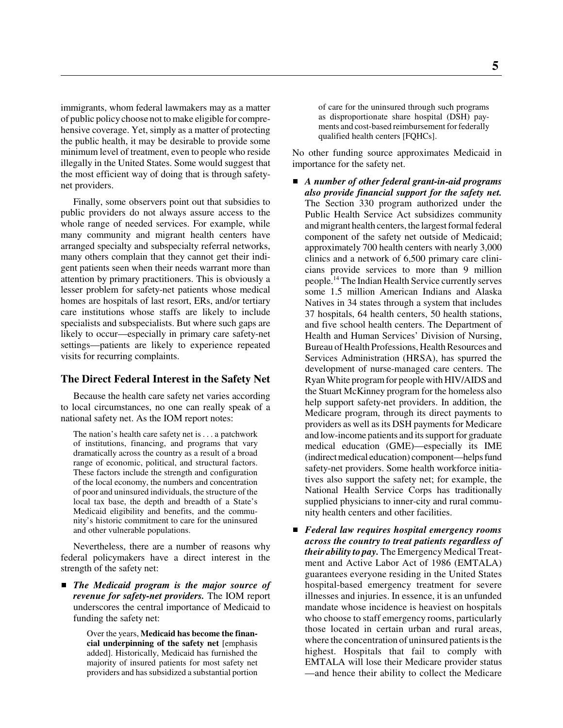immigrants, whom federal lawmakers may as a matter of public policy choose not to make eligible for comprehensive coverage. Yet, simply as a matter of protecting the public health, it may be desirable to provide some minimum level of treatment, even to people who reside illegally in the United States. Some would suggest that the most efficient way of doing that is through safety-net providers.

Finally, some observers point out that subsidies to public providers do not always assure access to the whole range of needed services. For example, while many community and migrant health centers have arranged specialty and subspecialty referral networks, many others complain that they cannot get their indigent patients seen when their needs warrant more than attention by primary practitioners. This is obviously a lesser problem for safety-net patients whose medical homes are hospitals of last resort, ERs, and/or tertiary care institutions whose staffs are likely to include specialists and subspecialists. But where such gaps are likely to occur—especially in primary care safety-net settings—patients are likely to experience repeated visits for recurring complaints.

## The Direct Federal Interest in the Safety Net

Because the health care safety net varies according to local circumstances, no one can really speak of a national safety net. As the IOM report notes:

> The nation's health care safety net is . . . a patchwork of institutions, financing, and programs that vary dramatically across the country as a result of a broad range of economic, political, and structural factors. These factors include the strength and configuration of the local economy, the numbers and concentration of poor and uninsured individuals, the structure of the local tax base, the depth and breadth of a State's Medicaid eligibility and benefits, and the community's historic commitment to care for the uninsured and other vulnerable populations.

Nevertheless, there are a number of reasons why federal policymakers have a direct interest in the strength of the safety net:

- ***The Medicaid program is the major source of revenue for safety-net providers.*** The IOM report underscores the central importance of Medicaid to funding the safety net:

  > Over the years, **Medicaid has become the financial underpinning of the safety net** [emphasis added]. Historically, Medicaid has furnished the majority of insured patients for most safety net providers and has subsidized a substantial portion of care for the uninsured through such programs as disproportionate share hospital (DSH) payments and cost-based reimbursement for federally qualified health centers [FQHCs].

  No other funding source approximates Medicaid in importance for the safety net.

- ***A number of other federal grant-in-aid programs also provide financial support for the safety net.*** The Section 330 program authorized under the Public Health Service Act subsidizes community and migrant health centers, the largest formal federal component of the safety net outside of Medicaid; approximately 700 health centers with nearly 3,000 clinics and a network of 6,500 primary care clinicians provide services to more than 9 million people.[14] The Indian Health Service currently serves some 1.5 million American Indians and Alaska Natives in 34 states through a system that includes 37 hospitals, 64 health centers, 50 health stations, and five school health centers. The Department of Health and Human Services' Division of Nursing, Bureau of Health Professions, Health Resources and Services Administration (HRSA), has spurred the development of nurse-managed care centers. The Ryan White program for people with HIV/AIDS and the Stuart McKinney program for the homeless also help support safety-net providers. In addition, the Medicare program, through its direct payments to providers as well as its DSH payments for Medicare and low-income patients and its support for graduate medical education (GME)—especially its IME (indirect medical education) component—helps fund safety-net providers. Some health workforce initiatives also support the safety net; for example, the National Health Service Corps has traditionally supplied physicians to inner-city and rural community health centers and other facilities.

- ***Federal law requires hospital emergency rooms across the country to treat patients regardless of their ability to pay.*** The Emergency Medical Treatment and Active Labor Act of 1986 (EMTALA) guarantees everyone residing in the United States hospital-based emergency treatment for severe illnesses and injuries. In essence, it is an unfunded mandate whose incidence is heaviest on hospitals who choose to staff emergency rooms, particularly those located in certain urban and rural areas, where the concentration of uninsured patients is the highest. Hospitals that fail to comply with EMTALA will lose their Medicare provider status —and hence their ability to collect the Medicare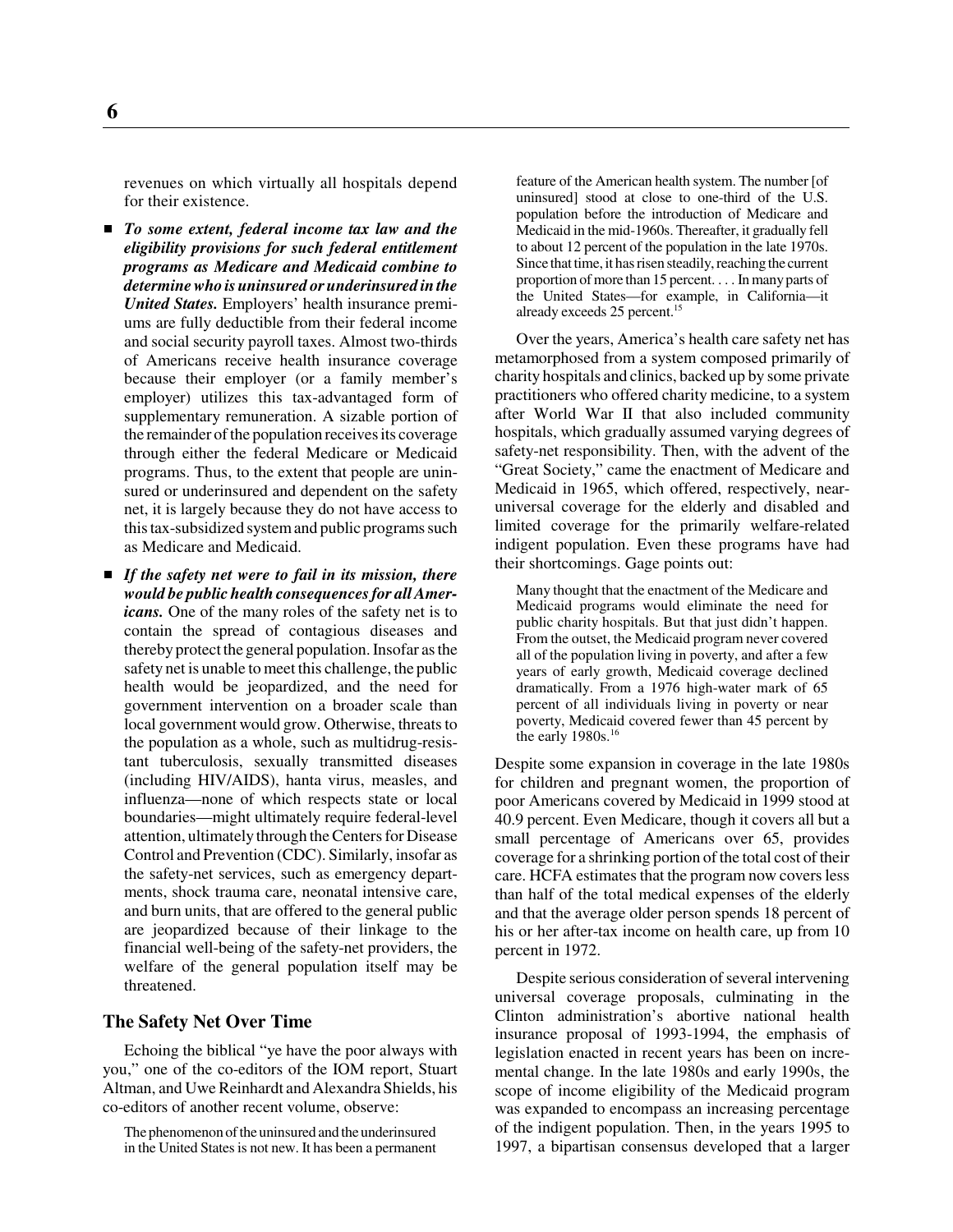revenues on which virtually all hospitals depend for their existence.

- ***To some extent, federal income tax law and the eligibility provisions for such federal entitlement programs as Medicare and Medicaid combine to determine who is uninsured or underinsured in the United States.*** Employers' health insurance premiums are fully deductible from their federal income and social security payroll taxes. Almost two-thirds of Americans receive health insurance coverage because their employer (or a family member's employer) utilizes this tax-advantaged form of supplementary remuneration. A sizable portion of the remainder of the population receives its coverage through either the federal Medicare or Medicaid programs. Thus, to the extent that people are uninsured or underinsured and dependent on the safety net, it is largely because they do not have access to this tax-subsidized system and public programs such as Medicare and Medicaid.

- ***If the safety net were to fail in its mission, there would be public health consequences for all Americans.*** One of the many roles of the safety net is to contain the spread of contagious diseases and thereby protect the general population. Insofar as the safety net is unable to meet this challenge, the public health would be jeopardized, and the need for government intervention on a broader scale than local government would grow. Otherwise, threats to the population as a whole, such as multidrug-resistant tuberculosis, sexually transmitted diseases (including HIV/AIDS), hanta virus, measles, and influenza—none of which respects state or local boundaries—might ultimately require federal-level attention, ultimately through the Centers for Disease Control and Prevention (CDC). Similarly, insofar as the safety-net services, such as emergency departments, shock trauma care, neonatal intensive care, and burn units, that are offered to the general public are jeopardized because of their linkage to the financial well-being of the safety-net providers, the welfare of the general population itself may be threatened.

## The Safety Net Over Time

Echoing the biblical "ye have the poor always with you," one of the co-editors of the IOM report, Stuart Altman, and Uwe Reinhardt and Alexandra Shields, his co-editors of another recent volume, observe:

> The phenomenon of the uninsured and the underinsured in the United States is not new. It has been a permanent feature of the American health system. The number [of uninsured] stood at close to one-third of the U.S. population before the introduction of Medicare and Medicaid in the mid-1960s. Thereafter, it gradually fell to about 12 percent of the population in the late 1970s. Since that time, it has risen steadily, reaching the current proportion of more than 15 percent. . . . In many parts of the United States—for example, in California—it already exceeds 25 percent.[15]

Over the years, America's health care safety net has metamorphosed from a system composed primarily of charity hospitals and clinics, backed up by some private practitioners who offered charity medicine, to a system after World War II that also included community hospitals, which gradually assumed varying degrees of safety-net responsibility. Then, with the advent of the "Great Society," came the enactment of Medicare and Medicaid in 1965, which offered, respectively, near-universal coverage for the elderly and disabled and limited coverage for the primarily welfare-related indigent population. Even these programs have had their shortcomings. Gage points out:

> Many thought that the enactment of the Medicare and Medicaid programs would eliminate the need for public charity hospitals. But that just didn't happen. From the outset, the Medicaid program never covered all of the population living in poverty, and after a few years of early growth, Medicaid coverage declined dramatically. From a 1976 high-water mark of 65 percent of all individuals living in poverty or near poverty, Medicaid covered fewer than 45 percent by the early 1980s.[16]

Despite some expansion in coverage in the late 1980s for children and pregnant women, the proportion of poor Americans covered by Medicaid in 1999 stood at 40.9 percent. Even Medicare, though it covers all but a small percentage of Americans over 65, provides coverage for a shrinking portion of the total cost of their care. HCFA estimates that the program now covers less than half of the total medical expenses of the elderly and that the average older person spends 18 percent of his or her after-tax income on health care, up from 10 percent in 1972.

Despite serious consideration of several intervening universal coverage proposals, culminating in the Clinton administration's abortive national health insurance proposal of 1993-1994, the emphasis of legislation enacted in recent years has been on incremental change. In the late 1980s and early 1990s, the scope of income eligibility of the Medicaid program was expanded to encompass an increasing percentage of the indigent population. Then, in the years 1995 to 1997, a bipartisan consensus developed that a larger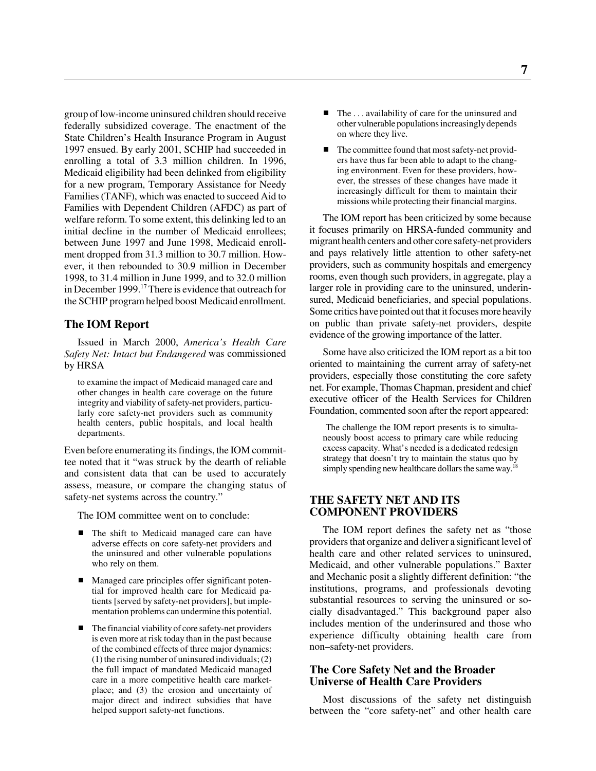group of low-income uninsured children should receive federally subsidized coverage. The enactment of the State Children's Health Insurance Program in August 1997 ensued. By early 2001, SCHIP had succeeded in enrolling a total of 3.3 million children. In 1996, Medicaid eligibility had been delinked from eligibility for a new program, Temporary Assistance for Needy Families (TANF), which was enacted to succeed Aid to Families with Dependent Children (AFDC) as part of welfare reform. To some extent, this delinking led to an initial decline in the number of Medicaid enrollees; between June 1997 and June 1998, Medicaid enrollment dropped from 31.3 million to 30.7 million. However, it then rebounded to 30.9 million in December 1998, to 31.4 million in June 1999, and to 32.0 million in December 1999.[17] There is evidence that outreach for the SCHIP program helped boost Medicaid enrollment.

### The IOM Report

Issued in March 2000, *America's Health Care Safety Net: Intact but Endangered* was commissioned by HRSA

> to examine the impact of Medicaid managed care and other changes in health care coverage on the future integrity and viability of safety-net providers, particularly core safety-net providers such as community health centers, public hospitals, and local health departments.

Even before enumerating its findings, the IOM committee noted that it "was struck by the dearth of reliable and consistent data that can be used to accurately assess, measure, or compare the changing status of safety-net systems across the country."

The IOM committee went on to conclude:

- The shift to Medicaid managed care can have adverse effects on core safety-net providers and the uninsured and other vulnerable populations who rely on them.
- Managed care principles offer significant potential for improved health care for Medicaid patients [served by safety-net providers], but implementation problems can undermine this potential.
- The financial viability of core safety-net providers is even more at risk today than in the past because of the combined effects of three major dynamics: (1) the rising number of uninsured individuals; (2) the full impact of mandated Medicaid managed care in a more competitive health care marketplace; and (3) the erosion and uncertainty of major direct and indirect subsidies that have helped support safety-net functions.
- The . . . availability of care for the uninsured and other vulnerable populations increasingly depends on where they live.
- The committee found that most safety-net providers have thus far been able to adapt to the changing environment. Even for these providers, however, the stresses of these changes have made it increasingly difficult for them to maintain their missions while protecting their financial margins.

The IOM report has been criticized by some because it focuses primarily on HRSA-funded community and migrant health centers and other core safety-net providers and pays relatively little attention to other safety-net providers, such as community hospitals and emergency rooms, even though such providers, in aggregate, play a larger role in providing care to the uninsured, underinsured, Medicaid beneficiaries, and special populations. Some critics have pointed out that it focuses more heavily on public than private safety-net providers, despite evidence of the growing importance of the latter.

Some have also criticized the IOM report as a bit too oriented to maintaining the current array of safety-net providers, especially those constituting the core safety net. For example, Thomas Chapman, president and chief executive officer of the Health Services for Children Foundation, commented soon after the report appeared:

> The challenge the IOM report presents is to simultaneously boost access to primary care while reducing excess capacity. What's needed is a dedicated redesign strategy that doesn't try to maintain the status quo by simply spending new healthcare dollars the same way.[18]

## THE SAFETY NET AND ITS COMPONENT PROVIDERS

The IOM report defines the safety net as "those providers that organize and deliver a significant level of health care and other related services to uninsured, Medicaid, and other vulnerable populations." Baxter and Mechanic posit a slightly different definition: "the institutions, programs, and professionals devoting substantial resources to serving the uninsured or socially disadvantaged." This background paper also includes mention of the underinsured and those who experience difficulty obtaining health care from non–safety-net providers.

### The Core Safety Net and the Broader Universe of Health Care Providers

Most discussions of the safety net distinguish between the "core safety-net" and other health care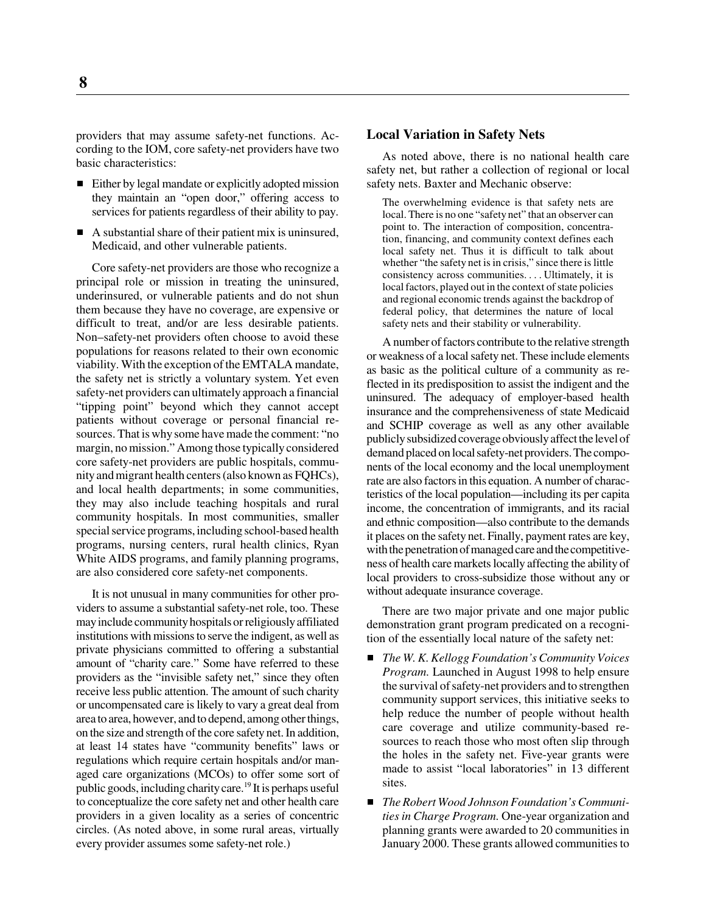providers that may assume safety-net functions. According to the IOM, core safety-net providers have two basic characteristics:

- Either by legal mandate or explicitly adopted mission they maintain an "open door," offering access to services for patients regardless of their ability to pay.
- A substantial share of their patient mix is uninsured, Medicaid, and other vulnerable patients.

Core safety-net providers are those who recognize a principal role or mission in treating the uninsured, underinsured, or vulnerable patients and do not shun them because they have no coverage, are expensive or difficult to treat, and/or are less desirable patients. Non–safety-net providers often choose to avoid these populations for reasons related to their own economic viability. With the exception of the EMTALA mandate, the safety net is strictly a voluntary system. Yet even safety-net providers can ultimately approach a financial "tipping point" beyond which they cannot accept patients without coverage or personal financial resources. That is why some have made the comment: "no margin, no mission." Among those typically considered core safety-net providers are public hospitals, community and migrant health centers (also known as FQHCs), and local health departments; in some communities, they may also include teaching hospitals and rural community hospitals. In most communities, smaller special service programs, including school-based health programs, nursing centers, rural health clinics, Ryan White AIDS programs, and family planning programs, are also considered core safety-net components.

It is not unusual in many communities for other providers to assume a substantial safety-net role, too. These may include community hospitals or religiously affiliated institutions with missions to serve the indigent, as well as private physicians committed to offering a substantial amount of "charity care." Some have referred to these providers as the "invisible safety net," since they often receive less public attention. The amount of such charity or uncompensated care is likely to vary a great deal from area to area, however, and to depend, among other things, on the size and strength of the core safety net. In addition, at least 14 states have "community benefits" laws or regulations which require certain hospitals and/or managed care organizations (MCOs) to offer some sort of public goods, including charity care.[19] It is perhaps useful to conceptualize the core safety net and other health care providers in a given locality as a series of concentric circles. (As noted above, in some rural areas, virtually every provider assumes some safety-net role.)

## Local Variation in Safety Nets

As noted above, there is no national health care safety net, but rather a collection of regional or local safety nets. Baxter and Mechanic observe:

> The overwhelming evidence is that safety nets are local. There is no one "safety net" that an observer can point to. The interaction of composition, concentration, financing, and community context defines each local safety net. Thus it is difficult to talk about whether "the safety net is in crisis," since there is little consistency across communities. . . . Ultimately, it is local factors, played out in the context of state policies and regional economic trends against the backdrop of federal policy, that determines the nature of local safety nets and their stability or vulnerability.

A number of factors contribute to the relative strength or weakness of a local safety net. These include elements as basic as the political culture of a community as reflected in its predisposition to assist the indigent and the uninsured. The adequacy of employer-based health insurance and the comprehensiveness of state Medicaid and SCHIP coverage as well as any other available publicly subsidized coverage obviously affect the level of demand placed on local safety-net providers. The components of the local economy and the local unemployment rate are also factors in this equation. A number of characteristics of the local population—including its per capita income, the concentration of immigrants, and its racial and ethnic composition—also contribute to the demands it places on the safety net. Finally, payment rates are key, with the penetration of managed care and the competitiveness of health care markets locally affecting the ability of local providers to cross-subsidize those without any or without adequate insurance coverage.

There are two major private and one major public demonstration grant program predicated on a recognition of the essentially local nature of the safety net:

- *The W. K. Kellogg Foundation's Community Voices Program.* Launched in August 1998 to help ensure the survival of safety-net providers and to strengthen community support services, this initiative seeks to help reduce the number of people without health care coverage and utilize community-based resources to reach those who most often slip through the holes in the safety net. Five-year grants were made to assist "local laboratories" in 13 different sites.
- *The Robert Wood Johnson Foundation's Communities in Charge Program.* One-year organization and planning grants were awarded to 20 communities in January 2000. These grants allowed communities to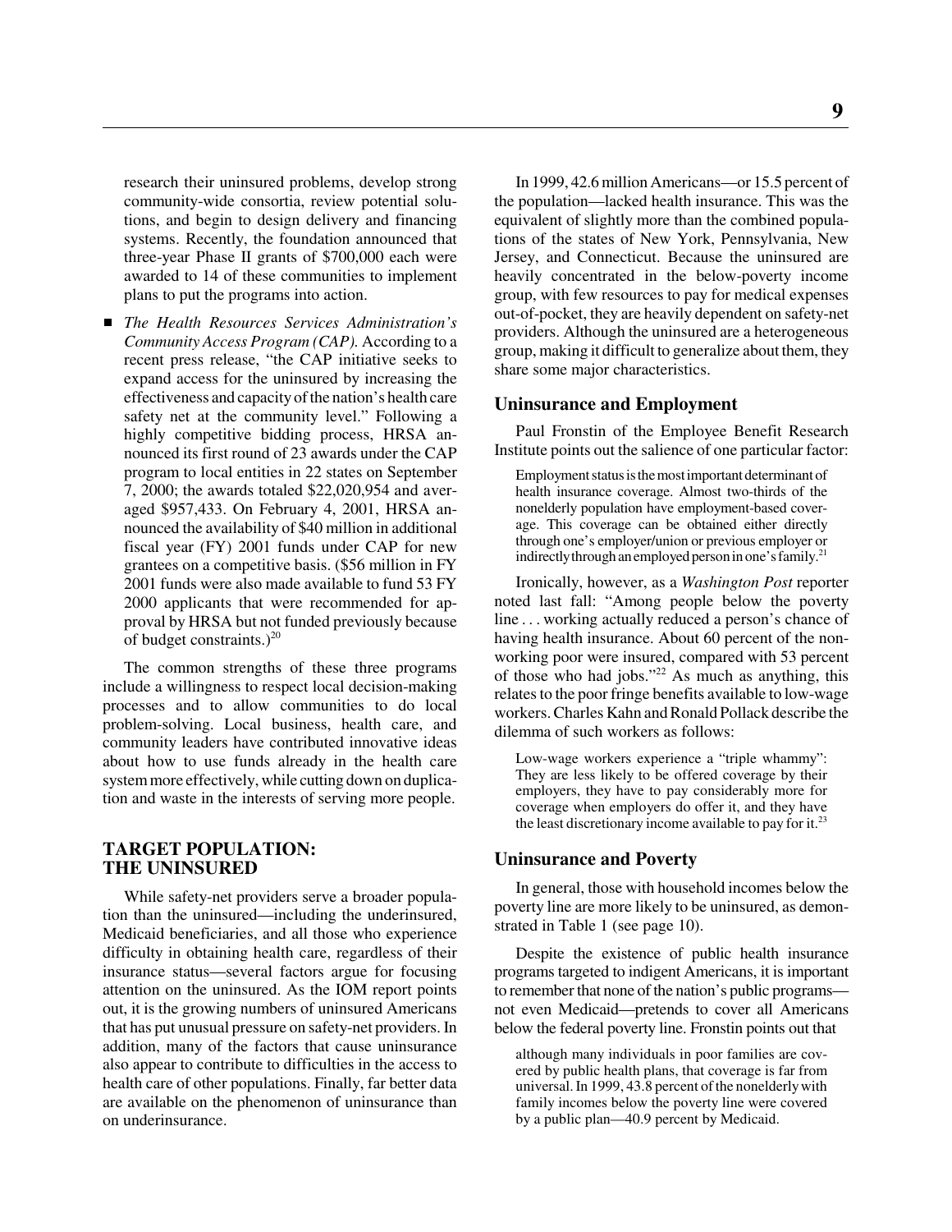research their uninsured problems, develop strong community-wide consortia, review potential solutions, and begin to design delivery and financing systems. Recently, the foundation announced that three-year Phase II grants of $700,000 each were awarded to 14 of these communities to implement plans to put the programs into action.

- *The Health Resources Services Administration's Community Access Program (CAP).* According to a recent press release, "the CAP initiative seeks to expand access for the uninsured by increasing the effectiveness and capacity of the nation's health care safety net at the community level." Following a highly competitive bidding process, HRSA announced its first round of 23 awards under the CAP program to local entities in 22 states on September 7, 2000; the awards totaled $22,020,954 and averaged $957,433. On February 4, 2001, HRSA announced the availability of $40 million in additional fiscal year (FY) 2001 funds under CAP for new grantees on a competitive basis. ($56 million in FY 2001 funds were also made available to fund 53 FY 2000 applicants that were recommended for approval by HRSA but not funded previously because of budget constraints.)[20]

The common strengths of these three programs include a willingness to respect local decision-making processes and to allow communities to do local problem-solving. Local business, health care, and community leaders have contributed innovative ideas about how to use funds already in the health care system more effectively, while cutting down on duplication and waste in the interests of serving more people.

## TARGET POPULATION: THE UNINSURED

While safety-net providers serve a broader population than the uninsured—including the underinsured, Medicaid beneficiaries, and all those who experience difficulty in obtaining health care, regardless of their insurance status—several factors argue for focusing attention on the uninsured. As the IOM report points out, it is the growing numbers of uninsured Americans that has put unusual pressure on safety-net providers. In addition, many of the factors that cause uninsurance also appear to contribute to difficulties in the access to health care of other populations. Finally, far better data are available on the phenomenon of uninsurance than on underinsurance.

In 1999, 42.6 million Americans—or 15.5 percent of the population—lacked health insurance. This was the equivalent of slightly more than the combined populations of the states of New York, Pennsylvania, New Jersey, and Connecticut. Because the uninsured are heavily concentrated in the below-poverty income group, with few resources to pay for medical expenses out-of-pocket, they are heavily dependent on safety-net providers. Although the uninsured are a heterogeneous group, making it difficult to generalize about them, they share some major characteristics.

### Uninsurance and Employment

Paul Fronstin of the Employee Benefit Research Institute points out the salience of one particular factor:

> Employment status is the most important determinant of health insurance coverage. Almost two-thirds of the nonelderly population have employment-based coverage. This coverage can be obtained either directly through one's employer/union or previous employer or indirectly through an employed person in one's family.[21]

Ironically, however, as a *Washington Post* reporter noted last fall: "Among people below the poverty line . . . working actually reduced a person's chance of having health insurance. About 60 percent of the nonworking poor were insured, compared with 53 percent of those who had jobs."[22] As much as anything, this relates to the poor fringe benefits available to low-wage workers. Charles Kahn and Ronald Pollack describe the dilemma of such workers as follows:

> Low-wage workers experience a "triple whammy": They are less likely to be offered coverage by their employers, they have to pay considerably more for coverage when employers do offer it, and they have the least discretionary income available to pay for it.[23]

### Uninsurance and Poverty

In general, those with household incomes below the poverty line are more likely to be uninsured, as demonstrated in Table 1 (see page 10).

Despite the existence of public health insurance programs targeted to indigent Americans, it is important to remember that none of the nation's public programs—not even Medicaid—pretends to cover all Americans below the federal poverty line. Fronstin points out that

> although many individuals in poor families are covered by public health plans, that coverage is far from universal. In 1999, 43.8 percent of the nonelderly with family incomes below the poverty line were covered by a public plan—40.9 percent by Medicaid.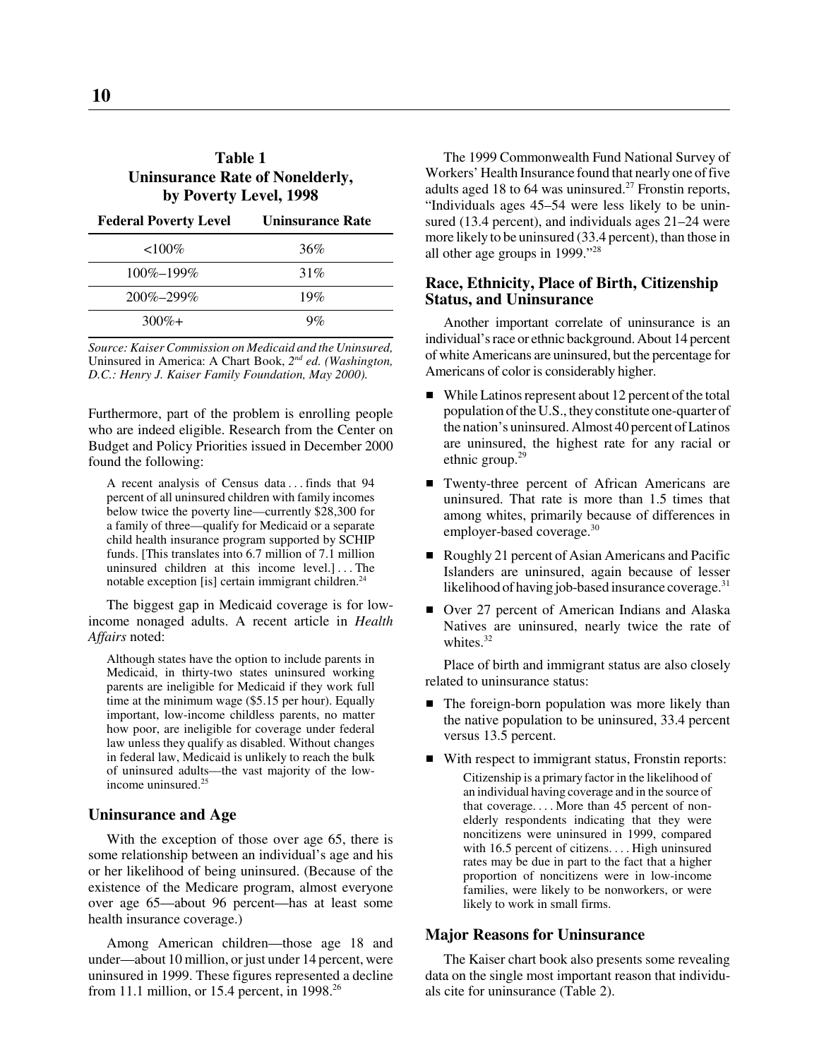**Table 1**
**Uninsurance Rate of Nonelderly, by Poverty Level, 1998**

| Federal Poverty Level | Uninsurance Rate |
|---|---|
| <100% | 36% |
| 100%–199% | 31% |
| 200%–299% | 19% |
| 300%+ | 9% |

*Source: Kaiser Commission on Medicaid and the Uninsured,* Uninsured in America: A Chart Book, *2nd ed. (Washington, D.C.: Henry J. Kaiser Family Foundation, May 2000).*

Furthermore, part of the problem is enrolling people who are indeed eligible. Research from the Center on Budget and Policy Priorities issued in December 2000 found the following:

> A recent analysis of Census data . . . finds that 94 percent of all uninsured children with family incomes below twice the poverty line—currently $28,300 for a family of three—qualify for Medicaid or a separate child health insurance program supported by SCHIP funds. [This translates into 6.7 million of 7.1 million uninsured children at this income level.] . . . The notable exception [is] certain immigrant children.[24]

The biggest gap in Medicaid coverage is for low-income nonaged adults. A recent article in *Health Affairs* noted:

> Although states have the option to include parents in Medicaid, in thirty-two states uninsured working parents are ineligible for Medicaid if they work full time at the minimum wage ($5.15 per hour). Equally important, low-income childless parents, no matter how poor, are ineligible for coverage under federal law unless they qualify as disabled. Without changes in federal law, Medicaid is unlikely to reach the bulk of uninsured adults—the vast majority of the low-income uninsured.[25]

### Uninsurance and Age

With the exception of those over age 65, there is some relationship between an individual's age and his or her likelihood of being uninsured. (Because of the existence of the Medicare program, almost everyone over age 65—about 96 percent—has at least some health insurance coverage.)

Among American children—those age 18 and under—about 10 million, or just under 14 percent, were uninsured in 1999. These figures represented a decline from 11.1 million, or 15.4 percent, in 1998.[26]

The 1999 Commonwealth Fund National Survey of Workers' Health Insurance found that nearly one of five adults aged 18 to 64 was uninsured.[27] Fronstin reports, "Individuals ages 45–54 were less likely to be uninsured (13.4 percent), and individuals ages 21–24 were more likely to be uninsured (33.4 percent), than those in all other age groups in 1999."[28]

### Race, Ethnicity, Place of Birth, Citizenship Status, and Uninsurance

Another important correlate of uninsurance is an individual's race or ethnic background. About 14 percent of white Americans are uninsured, but the percentage for Americans of color is considerably higher.

- While Latinos represent about 12 percent of the total population of the U.S., they constitute one-quarter of the nation's uninsured. Almost 40 percent of Latinos are uninsured, the highest rate for any racial or ethnic group.[29]
- Twenty-three percent of African Americans are uninsured. That rate is more than 1.5 times that among whites, primarily because of differences in employer-based coverage.[30]
- Roughly 21 percent of Asian Americans and Pacific Islanders are uninsured, again because of lesser likelihood of having job-based insurance coverage.[31]
- Over 27 percent of American Indians and Alaska Natives are uninsured, nearly twice the rate of whites.[32]

Place of birth and immigrant status are also closely related to uninsurance status:

- The foreign-born population was more likely than the native population to be uninsured, 33.4 percent versus 13.5 percent.
- With respect to immigrant status, Fronstin reports:

  > Citizenship is a primary factor in the likelihood of an individual having coverage and in the source of that coverage. . . . More than 45 percent of nonelderly respondents indicating that they were noncitizens were uninsured in 1999, compared with 16.5 percent of citizens. . . . High uninsured rates may be due in part to the fact that a higher proportion of noncitizens were in low-income families, were likely to be nonworkers, or were likely to work in small firms.

### Major Reasons for Uninsurance

The Kaiser chart book also presents some revealing data on the single most important reason that individuals cite for uninsurance (Table 2).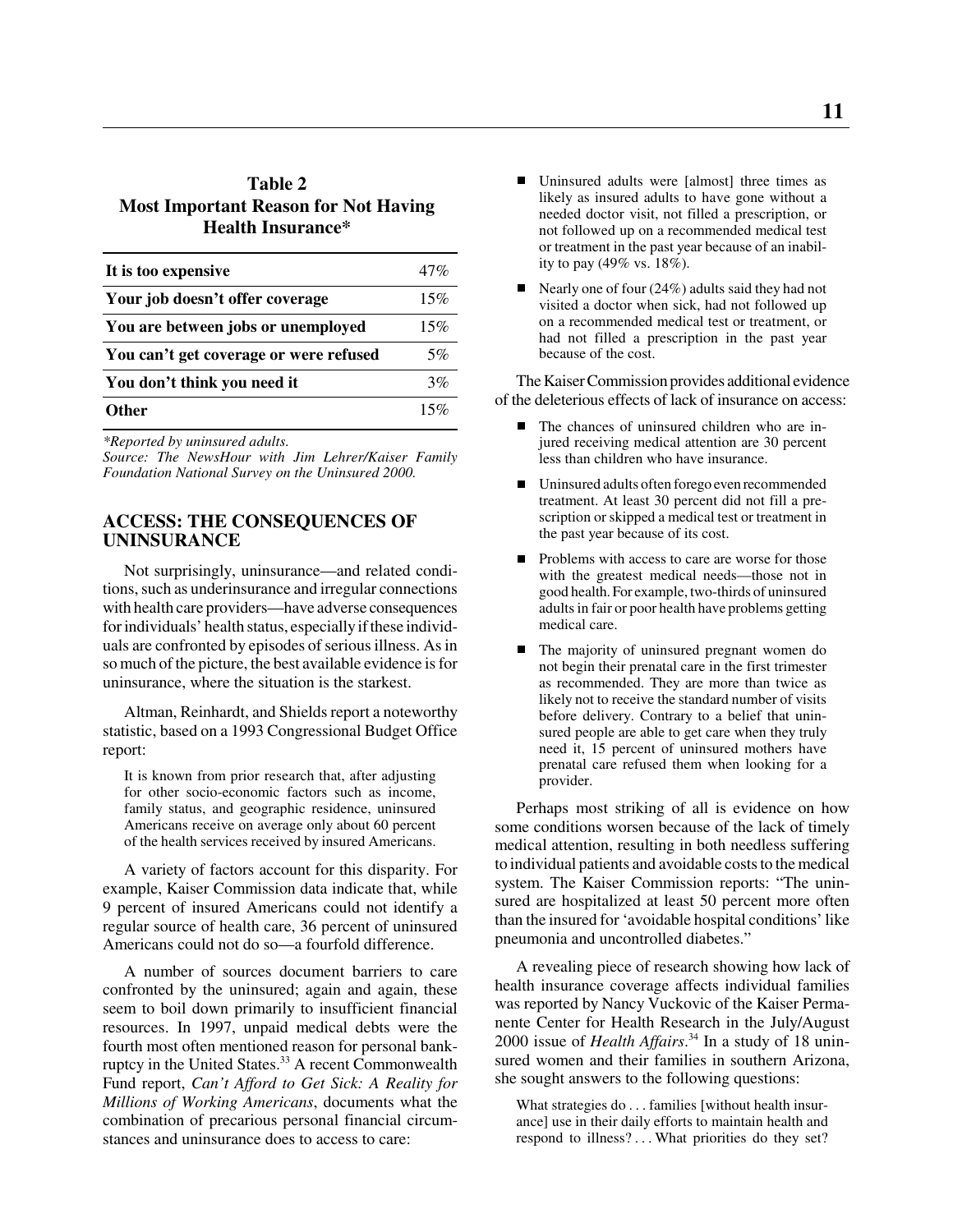**Table 2**
**Most Important Reason for Not Having Health Insurance***

| Reason | Percent |
|---|---|
| **It is too expensive** | 47% |
| **Your job doesn't offer coverage** | 15% |
| **You are between jobs or unemployed** | 15% |
| **You can't get coverage or were refused** | 5% |
| **You don't think you need it** | 3% |
| **Other** | 15% |

*Reported by uninsured adults.*
*Source: The NewsHour with Jim Lehrer/Kaiser Family Foundation National Survey on the Uninsured 2000.*

## ACCESS: THE CONSEQUENCES OF UNINSURANCE

Not surprisingly, uninsurance—and related conditions, such as underinsurance and irregular connections with health care providers—have adverse consequences for individuals' health status, especially if these individuals are confronted by episodes of serious illness. As in so much of the picture, the best available evidence is for uninsurance, where the situation is the starkest.

Altman, Reinhardt, and Shields report a noteworthy statistic, based on a 1993 Congressional Budget Office report:

> It is known from prior research that, after adjusting for other socio-economic factors such as income, family status, and geographic residence, uninsured Americans receive on average only about 60 percent of the health services received by insured Americans.

A variety of factors account for this disparity. For example, Kaiser Commission data indicate that, while 9 percent of insured Americans could not identify a regular source of health care, 36 percent of uninsured Americans could not do so—a fourfold difference.

A number of sources document barriers to care confronted by the uninsured; again and again, these seem to boil down primarily to insufficient financial resources. In 1997, unpaid medical debts were the fourth most often mentioned reason for personal bankruptcy in the United States.[33] A recent Commonwealth Fund report, *Can't Afford to Get Sick: A Reality for Millions of Working Americans*, documents what the combination of precarious personal financial circumstances and uninsurance does to access to care:

- Uninsured adults were [almost] three times as likely as insured adults to have gone without a needed doctor visit, not filled a prescription, or not followed up on a recommended medical test or treatment in the past year because of an inability to pay (49% vs. 18%).
- Nearly one of four (24%) adults said they had not visited a doctor when sick, had not followed up on a recommended medical test or treatment, or had not filled a prescription in the past year because of the cost.

The Kaiser Commission provides additional evidence of the deleterious effects of lack of insurance on access:

- The chances of uninsured children who are injured receiving medical attention are 30 percent less than children who have insurance.
- Uninsured adults often forego even recommended treatment. At least 30 percent did not fill a prescription or skipped a medical test or treatment in the past year because of its cost.
- Problems with access to care are worse for those with the greatest medical needs—those not in good health. For example, two-thirds of uninsured adults in fair or poor health have problems getting medical care.
- The majority of uninsured pregnant women do not begin their prenatal care in the first trimester as recommended. They are more than twice as likely not to receive the standard number of visits before delivery. Contrary to a belief that uninsured people are able to get care when they truly need it, 15 percent of uninsured mothers have prenatal care refused them when looking for a provider.

Perhaps most striking of all is evidence on how some conditions worsen because of the lack of timely medical attention, resulting in both needless suffering to individual patients and avoidable costs to the medical system. The Kaiser Commission reports: "The uninsured are hospitalized at least 50 percent more often than the insured for 'avoidable hospital conditions' like pneumonia and uncontrolled diabetes."

A revealing piece of research showing how lack of health insurance coverage affects individual families was reported by Nancy Vuckovic of the Kaiser Permanente Center for Health Research in the July/August 2000 issue of *Health Affairs*.[34] In a study of 18 uninsured women and their families in southern Arizona, she sought answers to the following questions:

> What strategies do . . . families [without health insurance] use in their daily efforts to maintain health and respond to illness? . . . What priorities do they set?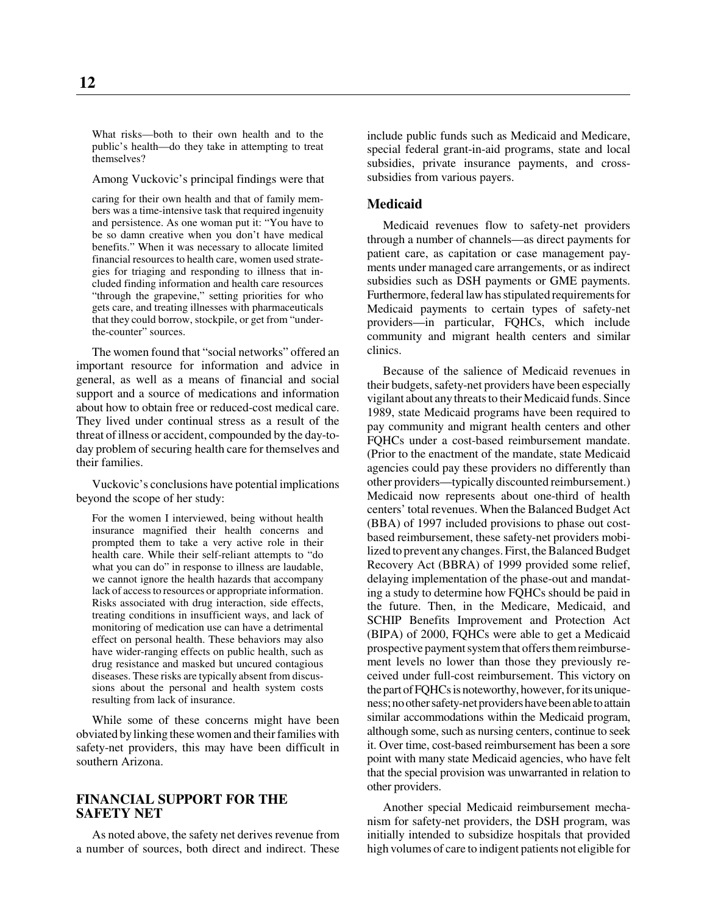What risks—both to their own health and to the public's health—do they take in attempting to treat themselves?

Among Vuckovic's principal findings were that

> caring for their own health and that of family members was a time-intensive task that required ingenuity and persistence. As one woman put it: "You have to be so damn creative when you don't have medical benefits." When it was necessary to allocate limited financial resources to health care, women used strategies for triaging and responding to illness that included finding information and health care resources "through the grapevine," setting priorities for who gets care, and treating illnesses with pharmaceuticals that they could borrow, stockpile, or get from "under-the-counter" sources.

The women found that "social networks" offered an important resource for information and advice in general, as well as a means of financial and social support and a source of medications and information about how to obtain free or reduced-cost medical care. They lived under continual stress as a result of the threat of illness or accident, compounded by the day-to-day problem of securing health care for themselves and their families.

Vuckovic's conclusions have potential implications beyond the scope of her study:

> For the women I interviewed, being without health insurance magnified their health concerns and prompted them to take a very active role in their health care. While their self-reliant attempts to "do what you can do" in response to illness are laudable, we cannot ignore the health hazards that accompany lack of access to resources or appropriate information. Risks associated with drug interaction, side effects, treating conditions in insufficient ways, and lack of monitoring of medication use can have a detrimental effect on personal health. These behaviors may also have wider-ranging effects on public health, such as drug resistance and masked but uncured contagious diseases. These risks are typically absent from discussions about the personal and health system costs resulting from lack of insurance.

While some of these concerns might have been obviated by linking these women and their families with safety-net providers, this may have been difficult in southern Arizona.

## FINANCIAL SUPPORT FOR THE SAFETY NET

As noted above, the safety net derives revenue from a number of sources, both direct and indirect. These include public funds such as Medicaid and Medicare, special federal grant-in-aid programs, state and local subsidies, private insurance payments, and cross-subsidies from various payers.

### Medicaid

Medicaid revenues flow to safety-net providers through a number of channels—as direct payments for patient care, as capitation or case management payments under managed care arrangements, or as indirect subsidies such as DSH payments or GME payments. Furthermore, federal law has stipulated requirements for Medicaid payments to certain types of safety-net providers—in particular, FQHCs, which include community and migrant health centers and similar clinics.

Because of the salience of Medicaid revenues in their budgets, safety-net providers have been especially vigilant about any threats to their Medicaid funds. Since 1989, state Medicaid programs have been required to pay community and migrant health centers and other FQHCs under a cost-based reimbursement mandate. (Prior to the enactment of the mandate, state Medicaid agencies could pay these providers no differently than other providers—typically discounted reimbursement.) Medicaid now represents about one-third of health centers' total revenues. When the Balanced Budget Act (BBA) of 1997 included provisions to phase out cost-based reimbursement, these safety-net providers mobilized to prevent any changes. First, the Balanced Budget Recovery Act (BBRA) of 1999 provided some relief, delaying implementation of the phase-out and mandating a study to determine how FQHCs should be paid in the future. Then, in the Medicare, Medicaid, and SCHIP Benefits Improvement and Protection Act (BIPA) of 2000, FQHCs were able to get a Medicaid prospective payment system that offers them reimbursement levels no lower than those they previously received under full-cost reimbursement. This victory on the part of FQHCs is noteworthy, however, for its uniqueness; no other safety-net providers have been able to attain similar accommodations within the Medicaid program, although some, such as nursing centers, continue to seek it. Over time, cost-based reimbursement has been a sore point with many state Medicaid agencies, who have felt that the special provision was unwarranted in relation to other providers.

Another special Medicaid reimbursement mechanism for safety-net providers, the DSH program, was initially intended to subsidize hospitals that provided high volumes of care to indigent patients not eligible for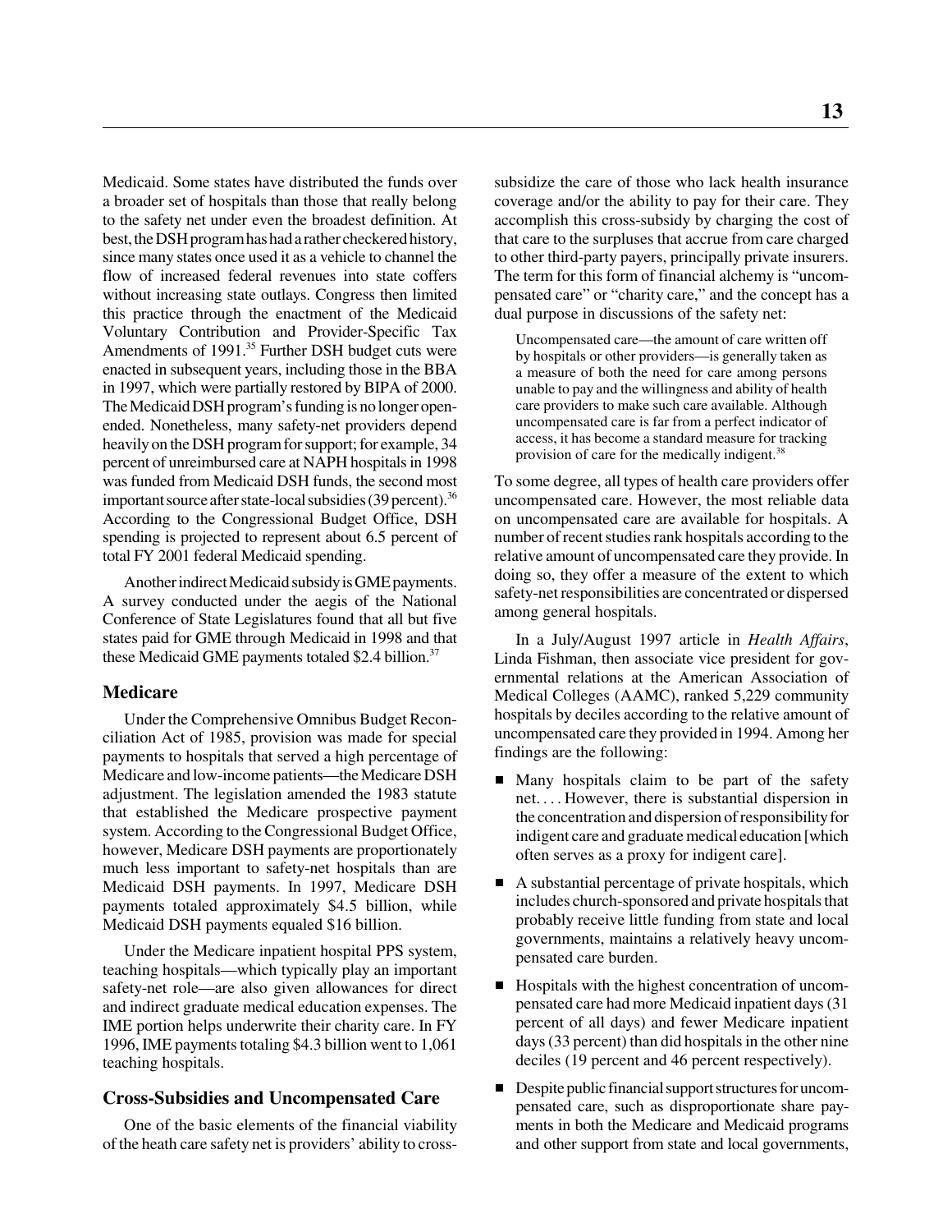Medicaid. Some states have distributed the funds over a broader set of hospitals than those that really belong to the safety net under even the broadest definition. At best, the DSH program has had a rather checkered history, since many states once used it as a vehicle to channel the flow of increased federal revenues into state coffers without increasing state outlays. Congress then limited this practice through the enactment of the Medicaid Voluntary Contribution and Provider-Specific Tax Amendments of 1991.[35] Further DSH budget cuts were enacted in subsequent years, including those in the BBA in 1997, which were partially restored by BIPA of 2000. The Medicaid DSH program's funding is no longer open-ended. Nonetheless, many safety-net providers depend heavily on the DSH program for support; for example, 34 percent of unreimbursed care at NAPH hospitals in 1998 was funded from Medicaid DSH funds, the second most important source after state-local subsidies (39 percent).[36] According to the Congressional Budget Office, DSH spending is projected to represent about 6.5 percent of total FY 2001 federal Medicaid spending.

Another indirect Medicaid subsidy is GME payments. A survey conducted under the aegis of the National Conference of State Legislatures found that all but five states paid for GME through Medicaid in 1998 and that these Medicaid GME payments totaled $2.4 billion.[37]

### Medicare

Under the Comprehensive Omnibus Budget Reconciliation Act of 1985, provision was made for special payments to hospitals that served a high percentage of Medicare and low-income patients—the Medicare DSH adjustment. The legislation amended the 1983 statute that established the Medicare prospective payment system. According to the Congressional Budget Office, however, Medicare DSH payments are proportionately much less important to safety-net hospitals than are Medicaid DSH payments. In 1997, Medicare DSH payments totaled approximately $4.5 billion, while Medicaid DSH payments equaled $16 billion.

Under the Medicare inpatient hospital PPS system, teaching hospitals—which typically play an important safety-net role—are also given allowances for direct and indirect graduate medical education expenses. The IME portion helps underwrite their charity care. In FY 1996, IME payments totaling $4.3 billion went to 1,061 teaching hospitals.

### Cross-Subsidies and Uncompensated Care

One of the basic elements of the financial viability of the heath care safety net is providers' ability to cross-subsidize the care of those who lack health insurance coverage and/or the ability to pay for their care. They accomplish this cross-subsidy by charging the cost of that care to the surpluses that accrue from care charged to other third-party payers, principally private insurers. The term for this form of financial alchemy is "uncompensated care" or "charity care," and the concept has a dual purpose in discussions of the safety net:

> Uncompensated care—the amount of care written off by hospitals or other providers—is generally taken as a measure of both the need for care among persons unable to pay and the willingness and ability of health care providers to make such care available. Although uncompensated care is far from a perfect indicator of access, it has become a standard measure for tracking provision of care for the medically indigent.[38]

To some degree, all types of health care providers offer uncompensated care. However, the most reliable data on uncompensated care are available for hospitals. A number of recent studies rank hospitals according to the relative amount of uncompensated care they provide. In doing so, they offer a measure of the extent to which safety-net responsibilities are concentrated or dispersed among general hospitals.

In a July/August 1997 article in *Health Affairs*, Linda Fishman, then associate vice president for governmental relations at the American Association of Medical Colleges (AAMC), ranked 5,229 community hospitals by deciles according to the relative amount of uncompensated care they provided in 1994. Among her findings are the following:

- Many hospitals claim to be part of the safety net. . . . However, there is substantial dispersion in the concentration and dispersion of responsibility for indigent care and graduate medical education [which often serves as a proxy for indigent care].
- A substantial percentage of private hospitals, which includes church-sponsored and private hospitals that probably receive little funding from state and local governments, maintains a relatively heavy uncompensated care burden.
- Hospitals with the highest concentration of uncompensated care had more Medicaid inpatient days (31 percent of all days) and fewer Medicare inpatient days (33 percent) than did hospitals in the other nine deciles (19 percent and 46 percent respectively).
- Despite public financial support structures for uncompensated care, such as disproportionate share payments in both the Medicare and Medicaid programs and other support from state and local governments,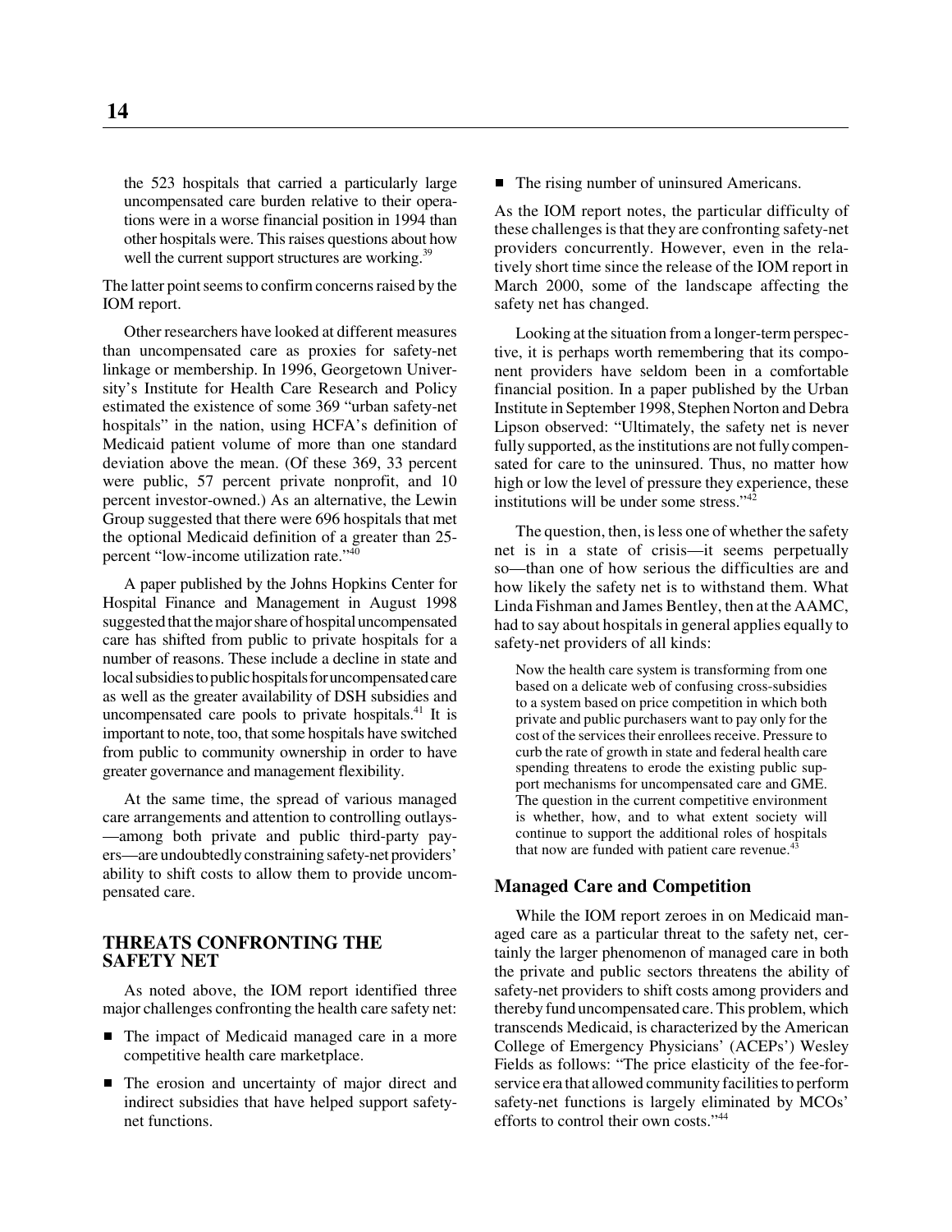the 523 hospitals that carried a particularly large uncompensated care burden relative to their operations were in a worse financial position in 1994 than other hospitals were. This raises questions about how well the current support structures are working.[39]

The latter point seems to confirm concerns raised by the IOM report.

Other researchers have looked at different measures than uncompensated care as proxies for safety-net linkage or membership. In 1996, Georgetown University's Institute for Health Care Research and Policy estimated the existence of some 369 "urban safety-net hospitals" in the nation, using HCFA's definition of Medicaid patient volume of more than one standard deviation above the mean. (Of these 369, 33 percent were public, 57 percent private nonprofit, and 10 percent investor-owned.) As an alternative, the Lewin Group suggested that there were 696 hospitals that met the optional Medicaid definition of a greater than 25-percent "low-income utilization rate."[40]

A paper published by the Johns Hopkins Center for Hospital Finance and Management in August 1998 suggested that the major share of hospital uncompensated care has shifted from public to private hospitals for a number of reasons. These include a decline in state and local subsidies to public hospitals for uncompensated care as well as the greater availability of DSH subsidies and uncompensated care pools to private hospitals.[41] It is important to note, too, that some hospitals have switched from public to community ownership in order to have greater governance and management flexibility.

At the same time, the spread of various managed care arrangements and attention to controlling outlays—among both private and public third-party payers—are undoubtedly constraining safety-net providers' ability to shift costs to allow them to provide uncompensated care.

## THREATS CONFRONTING THE SAFETY NET

As noted above, the IOM report identified three major challenges confronting the health care safety net:

- The impact of Medicaid managed care in a more competitive health care marketplace.
- The erosion and uncertainty of major direct and indirect subsidies that have helped support safety-net functions.
- The rising number of uninsured Americans.

As the IOM report notes, the particular difficulty of these challenges is that they are confronting safety-net providers concurrently. However, even in the relatively short time since the release of the IOM report in March 2000, some of the landscape affecting the safety net has changed.

Looking at the situation from a longer-term perspective, it is perhaps worth remembering that its component providers have seldom been in a comfortable financial position. In a paper published by the Urban Institute in September 1998, Stephen Norton and Debra Lipson observed: "Ultimately, the safety net is never fully supported, as the institutions are not fully compensated for care to the uninsured. Thus, no matter how high or low the level of pressure they experience, these institutions will be under some stress."[42]

The question, then, is less one of whether the safety net is in a state of crisis—it seems perpetually so—than one of how serious the difficulties are and how likely the safety net is to withstand them. What Linda Fishman and James Bentley, then at the AAMC, had to say about hospitals in general applies equally to safety-net providers of all kinds:

> Now the health care system is transforming from one based on a delicate web of confusing cross-subsidies to a system based on price competition in which both private and public purchasers want to pay only for the cost of the services their enrollees receive. Pressure to curb the rate of growth in state and federal health care spending threatens to erode the existing public support mechanisms for uncompensated care and GME. The question in the current competitive environment is whether, how, and to what extent society will continue to support the additional roles of hospitals that now are funded with patient care revenue.[43]

### Managed Care and Competition

While the IOM report zeroes in on Medicaid managed care as a particular threat to the safety net, certainly the larger phenomenon of managed care in both the private and public sectors threatens the ability of safety-net providers to shift costs among providers and thereby fund uncompensated care. This problem, which transcends Medicaid, is characterized by the American College of Emergency Physicians' (ACEPs') Wesley Fields as follows: "The price elasticity of the fee-for-service era that allowed community facilities to perform safety-net functions is largely eliminated by MCOs' efforts to control their own costs."[44]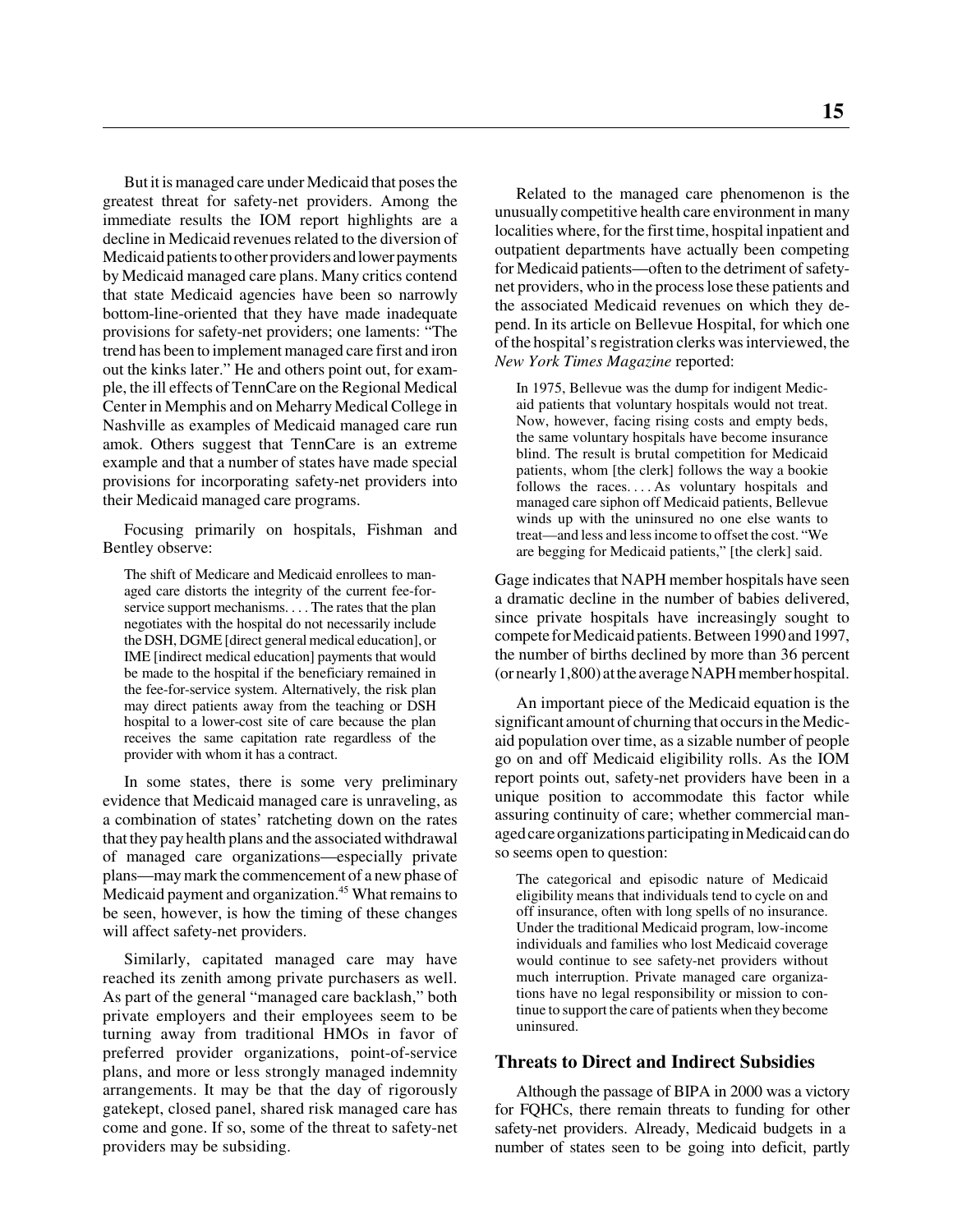But it is managed care under Medicaid that poses the greatest threat for safety-net providers. Among the immediate results the IOM report highlights are a decline in Medicaid revenues related to the diversion of Medicaid patients to other providers and lower payments by Medicaid managed care plans. Many critics contend that state Medicaid agencies have been so narrowly bottom-line-oriented that they have made inadequate provisions for safety-net providers; one laments: "The trend has been to implement managed care first and iron out the kinks later." He and others point out, for example, the ill effects of TennCare on the Regional Medical Center in Memphis and on Meharry Medical College in Nashville as examples of Medicaid managed care run amok. Others suggest that TennCare is an extreme example and that a number of states have made special provisions for incorporating safety-net providers into their Medicaid managed care programs.

Focusing primarily on hospitals, Fishman and Bentley observe:

> The shift of Medicare and Medicaid enrollees to managed care distorts the integrity of the current fee-for-service support mechanisms. . . . The rates that the plan negotiates with the hospital do not necessarily include the DSH, DGME [direct general medical education], or IME [indirect medical education] payments that would be made to the hospital if the beneficiary remained in the fee-for-service system. Alternatively, the risk plan may direct patients away from the teaching or DSH hospital to a lower-cost site of care because the plan receives the same capitation rate regardless of the provider with whom it has a contract.

In some states, there is some very preliminary evidence that Medicaid managed care is unraveling, as a combination of states' ratcheting down on the rates that they pay health plans and the associated withdrawal of managed care organizations—especially private plans—may mark the commencement of a new phase of Medicaid payment and organization.[45] What remains to be seen, however, is how the timing of these changes will affect safety-net providers.

Similarly, capitated managed care may have reached its zenith among private purchasers as well. As part of the general "managed care backlash," both private employers and their employees seem to be turning away from traditional HMOs in favor of preferred provider organizations, point-of-service plans, and more or less strongly managed indemnity arrangements. It may be that the day of rigorously gatekept, closed panel, shared risk managed care has come and gone. If so, some of the threat to safety-net providers may be subsiding.

Related to the managed care phenomenon is the unusually competitive health care environment in many localities where, for the first time, hospital inpatient and outpatient departments have actually been competing for Medicaid patients—often to the detriment of safety-net providers, who in the process lose these patients and the associated Medicaid revenues on which they depend. In its article on Bellevue Hospital, for which one of the hospital's registration clerks was interviewed, the *New York Times Magazine* reported:

> In 1975, Bellevue was the dump for indigent Medicaid patients that voluntary hospitals would not treat. Now, however, facing rising costs and empty beds, the same voluntary hospitals have become insurance blind. The result is brutal competition for Medicaid patients, whom [the clerk] follows the way a bookie follows the races. . . . As voluntary hospitals and managed care siphon off Medicaid patients, Bellevue winds up with the uninsured no one else wants to treat—and less and less income to offset the cost. "We are begging for Medicaid patients," [the clerk] said.

Gage indicates that NAPH member hospitals have seen a dramatic decline in the number of babies delivered, since private hospitals have increasingly sought to compete for Medicaid patients. Between 1990 and 1997, the number of births declined by more than 36 percent (or nearly 1,800) at the average NAPH member hospital.

An important piece of the Medicaid equation is the significant amount of churning that occurs in the Medicaid population over time, as a sizable number of people go on and off Medicaid eligibility rolls. As the IOM report points out, safety-net providers have been in a unique position to accommodate this factor while assuring continuity of care; whether commercial managed care organizations participating in Medicaid can do so seems open to question:

> The categorical and episodic nature of Medicaid eligibility means that individuals tend to cycle on and off insurance, often with long spells of no insurance. Under the traditional Medicaid program, low-income individuals and families who lost Medicaid coverage would continue to see safety-net providers without much interruption. Private managed care organizations have no legal responsibility or mission to continue to support the care of patients when they become uninsured.

### Threats to Direct and Indirect Subsidies

Although the passage of BIPA in 2000 was a victory for FQHCs, there remain threats to funding for other safety-net providers. Already, Medicaid budgets in a number of states seen to be going into deficit, partly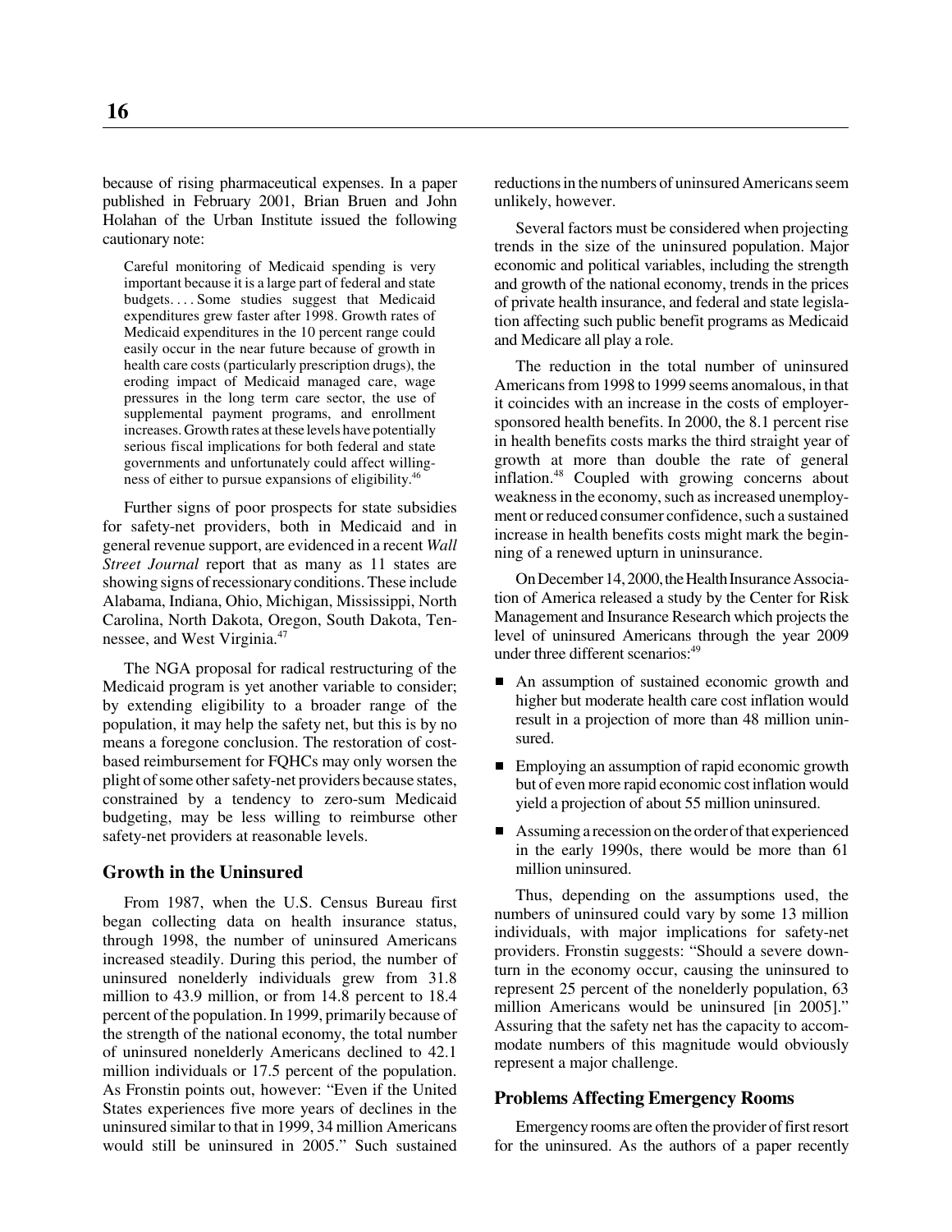because of rising pharmaceutical expenses. In a paper published in February 2001, Brian Bruen and John Holahan of the Urban Institute issued the following cautionary note:

> Careful monitoring of Medicaid spending is very important because it is a large part of federal and state budgets. . . . Some studies suggest that Medicaid expenditures grew faster after 1998. Growth rates of Medicaid expenditures in the 10 percent range could easily occur in the near future because of growth in health care costs (particularly prescription drugs), the eroding impact of Medicaid managed care, wage pressures in the long term care sector, the use of supplemental payment programs, and enrollment increases. Growth rates at these levels have potentially serious fiscal implications for both federal and state governments and unfortunately could affect willingness of either to pursue expansions of eligibility.[46]

Further signs of poor prospects for state subsidies for safety-net providers, both in Medicaid and in general revenue support, are evidenced in a recent *Wall Street Journal* report that as many as 11 states are showing signs of recessionary conditions. These include Alabama, Indiana, Ohio, Michigan, Mississippi, North Carolina, North Dakota, Oregon, South Dakota, Tennessee, and West Virginia.[47]

The NGA proposal for radical restructuring of the Medicaid program is yet another variable to consider; by extending eligibility to a broader range of the population, it may help the safety net, but this is by no means a foregone conclusion. The restoration of cost-based reimbursement for FQHCs may only worsen the plight of some other safety-net providers because states, constrained by a tendency to zero-sum Medicaid budgeting, may be less willing to reimburse other safety-net providers at reasonable levels.

### Growth in the Uninsured

From 1987, when the U.S. Census Bureau first began collecting data on health insurance status, through 1998, the number of uninsured Americans increased steadily. During this period, the number of uninsured nonelderly individuals grew from 31.8 million to 43.9 million, or from 14.8 percent to 18.4 percent of the population. In 1999, primarily because of the strength of the national economy, the total number of uninsured nonelderly Americans declined to 42.1 million individuals or 17.5 percent of the population. As Fronstin points out, however: "Even if the United States experiences five more years of declines in the uninsured similar to that in 1999, 34 million Americans would still be uninsured in 2005." Such sustained reductions in the numbers of uninsured Americans seem unlikely, however.

Several factors must be considered when projecting trends in the size of the uninsured population. Major economic and political variables, including the strength and growth of the national economy, trends in the prices of private health insurance, and federal and state legislation affecting such public benefit programs as Medicaid and Medicare all play a role.

The reduction in the total number of uninsured Americans from 1998 to 1999 seems anomalous, in that it coincides with an increase in the costs of employer-sponsored health benefits. In 2000, the 8.1 percent rise in health benefits costs marks the third straight year of growth at more than double the rate of general inflation.[48] Coupled with growing concerns about weakness in the economy, such as increased unemployment or reduced consumer confidence, such a sustained increase in health benefits costs might mark the beginning of a renewed upturn in uninsurance.

On December 14, 2000, the Health Insurance Association of America released a study by the Center for Risk Management and Insurance Research which projects the level of uninsured Americans through the year 2009 under three different scenarios:[49]

- An assumption of sustained economic growth and higher but moderate health care cost inflation would result in a projection of more than 48 million uninsured.
- Employing an assumption of rapid economic growth but of even more rapid economic cost inflation would yield a projection of about 55 million uninsured.
- Assuming a recession on the order of that experienced in the early 1990s, there would be more than 61 million uninsured.

Thus, depending on the assumptions used, the numbers of uninsured could vary by some 13 million individuals, with major implications for safety-net providers. Fronstin suggests: "Should a severe downturn in the economy occur, causing the uninsured to represent 25 percent of the nonelderly population, 63 million Americans would be uninsured [in 2005]." Assuring that the safety net has the capacity to accommodate numbers of this magnitude would obviously represent a major challenge.

### Problems Affecting Emergency Rooms

Emergency rooms are often the provider of first resort for the uninsured. As the authors of a paper recently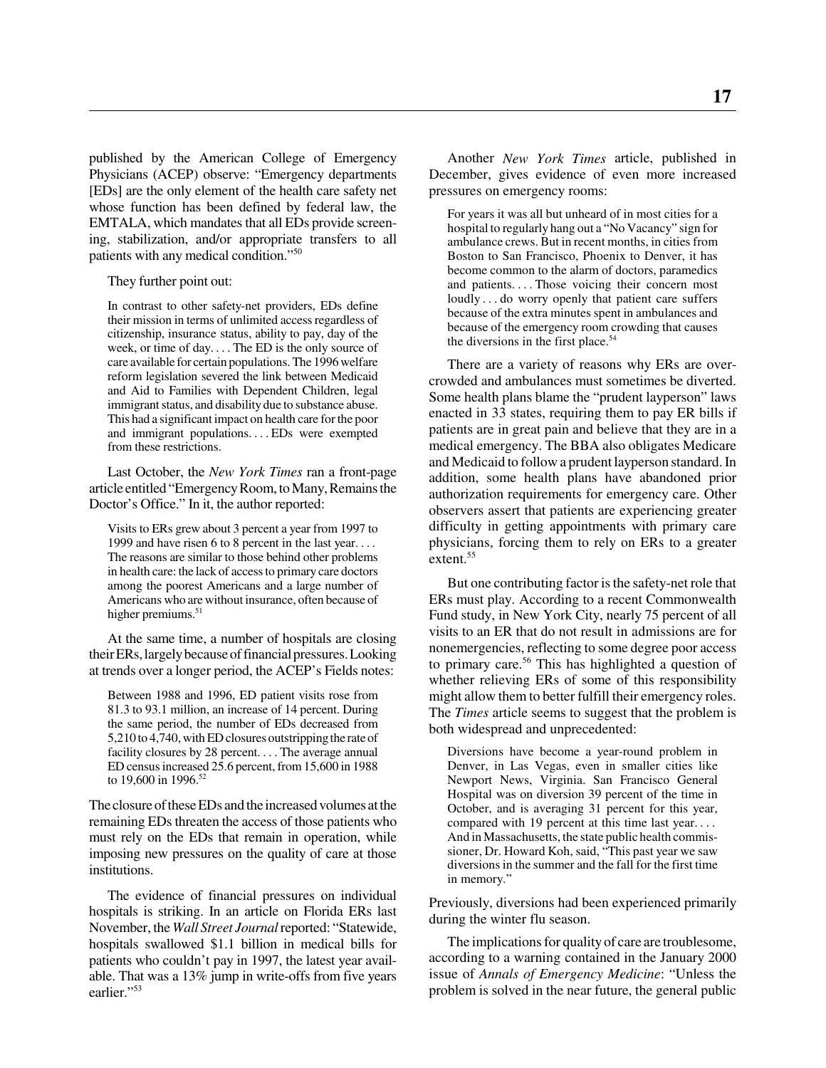published by the American College of Emergency Physicians (ACEP) observe: "Emergency departments [EDs] are the only element of the health care safety net whose function has been defined by federal law, the EMTALA, which mandates that all EDs provide screening, stabilization, and/or appropriate transfers to all patients with any medical condition."[50]

They further point out:

> In contrast to other safety-net providers, EDs define their mission in terms of unlimited access regardless of citizenship, insurance status, ability to pay, day of the week, or time of day. . . . The ED is the only source of care available for certain populations. The 1996 welfare reform legislation severed the link between Medicaid and Aid to Families with Dependent Children, legal immigrant status, and disability due to substance abuse. This had a significant impact on health care for the poor and immigrant populations. . . . EDs were exempted from these restrictions.

Last October, the *New York Times* ran a front-page article entitled "Emergency Room, to Many, Remains the Doctor's Office." In it, the author reported:

> Visits to ERs grew about 3 percent a year from 1997 to 1999 and have risen 6 to 8 percent in the last year. . . . The reasons are similar to those behind other problems in health care: the lack of access to primary care doctors among the poorest Americans and a large number of Americans who are without insurance, often because of higher premiums.[51]

At the same time, a number of hospitals are closing their ERs, largely because of financial pressures. Looking at trends over a longer period, the ACEP's Fields notes:

> Between 1988 and 1996, ED patient visits rose from 81.3 to 93.1 million, an increase of 14 percent. During the same period, the number of EDs decreased from 5,210 to 4,740, with ED closures outstripping the rate of facility closures by 28 percent. . . . The average annual ED census increased 25.6 percent, from 15,600 in 1988 to 19,600 in 1996.[52]

The closure of these EDs and the increased volumes at the remaining EDs threaten the access of those patients who must rely on the EDs that remain in operation, while imposing new pressures on the quality of care at those institutions.

The evidence of financial pressures on individual hospitals is striking. In an article on Florida ERs last November, the *Wall Street Journal* reported: "Statewide, hospitals swallowed $1.1 billion in medical bills for patients who couldn't pay in 1997, the latest year available. That was a 13% jump in write-offs from five years earlier."[53]

Another *New York Times* article, published in December, gives evidence of even more increased pressures on emergency rooms:

> For years it was all but unheard of in most cities for a hospital to regularly hang out a "No Vacancy" sign for ambulance crews. But in recent months, in cities from Boston to San Francisco, Phoenix to Denver, it has become common to the alarm of doctors, paramedics and patients. . . . Those voicing their concern most loudly . . . do worry openly that patient care suffers because of the extra minutes spent in ambulances and because of the emergency room crowding that causes the diversions in the first place.[54]

There are a variety of reasons why ERs are overcrowded and ambulances must sometimes be diverted. Some health plans blame the "prudent layperson" laws enacted in 33 states, requiring them to pay ER bills if patients are in great pain and believe that they are in a medical emergency. The BBA also obligates Medicare and Medicaid to follow a prudent layperson standard. In addition, some health plans have abandoned prior authorization requirements for emergency care. Other observers assert that patients are experiencing greater difficulty in getting appointments with primary care physicians, forcing them to rely on ERs to a greater extent.[55]

But one contributing factor is the safety-net role that ERs must play. According to a recent Commonwealth Fund study, in New York City, nearly 75 percent of all visits to an ER that do not result in admissions are for nonemergencies, reflecting to some degree poor access to primary care.[56] This has highlighted a question of whether relieving ERs of some of this responsibility might allow them to better fulfill their emergency roles. The *Times* article seems to suggest that the problem is both widespread and unprecedented:

> Diversions have become a year-round problem in Denver, in Las Vegas, even in smaller cities like Newport News, Virginia. San Francisco General Hospital was on diversion 39 percent of the time in October, and is averaging 31 percent for this year, compared with 19 percent at this time last year. . . . And in Massachusetts, the state public health commissioner, Dr. Howard Koh, said, "This past year we saw diversions in the summer and the fall for the first time in memory."

Previously, diversions had been experienced primarily during the winter flu season.

The implications for quality of care are troublesome, according to a warning contained in the January 2000 issue of *Annals of Emergency Medicine*: "Unless the problem is solved in the near future, the general public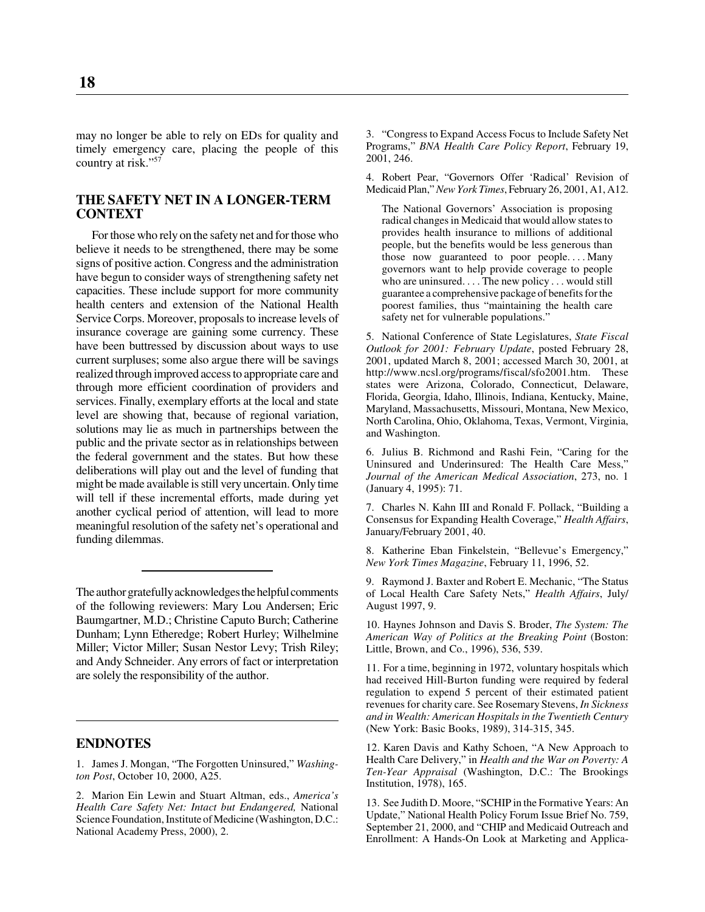may no longer be able to rely on EDs for quality and timely emergency care, placing the people of this country at risk."[57]

## THE SAFETY NET IN A LONGER-TERM CONTEXT

For those who rely on the safety net and for those who believe it needs to be strengthened, there may be some signs of positive action. Congress and the administration have begun to consider ways of strengthening safety net capacities. These include support for more community health centers and extension of the National Health Service Corps. Moreover, proposals to increase levels of insurance coverage are gaining some currency. These have been buttressed by discussion about ways to use current surpluses; some also argue there will be savings realized through improved access to appropriate care and through more efficient coordination of providers and services. Finally, exemplary efforts at the local and state level are showing that, because of regional variation, solutions may lie as much in partnerships between the public and the private sector as in relationships between the federal government and the states. But how these deliberations will play out and the level of funding that might be made available is still very uncertain. Only time will tell if these incremental efforts, made during yet another cyclical period of attention, will lead to more meaningful resolution of the safety net's operational and funding dilemmas.

---

The author gratefully acknowledges the helpful comments of the following reviewers: Mary Lou Andersen; Eric Baumgartner, M.D.; Christine Caputo Burch; Catherine Dunham; Lynn Etheredge; Robert Hurley; Wilhelmine Miller; Victor Miller; Susan Nestor Levy; Trish Riley; and Andy Schneider. Any errors of fact or interpretation are solely the responsibility of the author.

---

## ENDNOTES

1. James J. Mongan, "The Forgotten Uninsured," *Washington Post*, October 10, 2000, A25.

2. Marion Ein Lewin and Stuart Altman, eds., *America's Health Care Safety Net: Intact but Endangered,* National Science Foundation, Institute of Medicine (Washington, D.C.: National Academy Press, 2000), 2.

3. "Congress to Expand Access Focus to Include Safety Net Programs," *BNA Health Care Policy Report*, February 19, 2001, 246.

4. Robert Pear, "Governors Offer 'Radical' Revision of Medicaid Plan," *New York Times*, February 26, 2001, A1, A12.

> The National Governors' Association is proposing radical changes in Medicaid that would allow states to provides health insurance to millions of additional people, but the benefits would be less generous than those now guaranteed to poor people. . . . Many governors want to help provide coverage to people who are uninsured. . . . The new policy . . . would still guarantee a comprehensive package of benefits for the poorest families, thus "maintaining the health care safety net for vulnerable populations."

5. National Conference of State Legislatures, *State Fiscal Outlook for 2001: February Update*, posted February 28, 2001, updated March 8, 2001; accessed March 30, 2001, at http://www.ncsl.org/programs/fiscal/sfo2001.htm. These states were Arizona, Colorado, Connecticut, Delaware, Florida, Georgia, Idaho, Illinois, Indiana, Kentucky, Maine, Maryland, Massachusetts, Missouri, Montana, New Mexico, North Carolina, Ohio, Oklahoma, Texas, Vermont, Virginia, and Washington.

6. Julius B. Richmond and Rashi Fein, "Caring for the Uninsured and Underinsured: The Health Care Mess," *Journal of the American Medical Association*, 273, no. 1 (January 4, 1995): 71.

7. Charles N. Kahn III and Ronald F. Pollack, "Building a Consensus for Expanding Health Coverage," *Health Affairs*, January/February 2001, 40.

8. Katherine Eban Finkelstein, "Bellevue's Emergency," *New York Times Magazine*, February 11, 1996, 52.

9. Raymond J. Baxter and Robert E. Mechanic, "The Status of Local Health Care Safety Nets," *Health Affairs*, July/August 1997, 9.

10. Haynes Johnson and Davis S. Broder, *The System: The American Way of Politics at the Breaking Point* (Boston: Little, Brown, and Co., 1996), 536, 539.

11. For a time, beginning in 1972, voluntary hospitals which had received Hill-Burton funding were required by federal regulation to expend 5 percent of their estimated patient revenues for charity care. See Rosemary Stevens, *In Sickness and in Wealth: American Hospitals in the Twentieth Century* (New York: Basic Books, 1989), 314-315, 345.

12. Karen Davis and Kathy Schoen, "A New Approach to Health Care Delivery," in *Health and the War on Poverty: A Ten-Year Appraisal* (Washington, D.C.: The Brookings Institution, 1978), 165.

13. See Judith D. Moore, "SCHIP in the Formative Years: An Update," National Health Policy Forum Issue Brief No. 759, September 21, 2000, and "CHIP and Medicaid Outreach and Enrollment: A Hands-On Look at Marketing and Applica-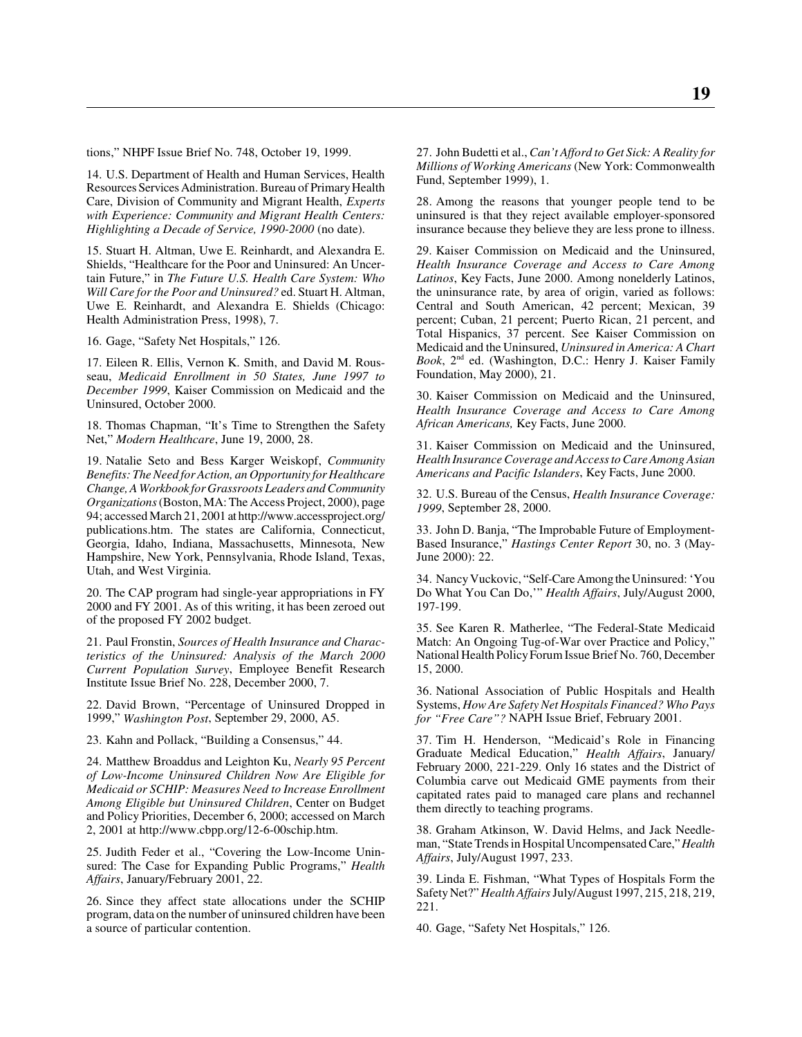tions," NHPF Issue Brief No. 748, October 19, 1999.

14. U.S. Department of Health and Human Services, Health Resources Services Administration. Bureau of Primary Health Care, Division of Community and Migrant Health, *Experts with Experience: Community and Migrant Health Centers: Highlighting a Decade of Service, 1990-2000* (no date).

15. Stuart H. Altman, Uwe E. Reinhardt, and Alexandra E. Shields, "Healthcare for the Poor and Uninsured: An Uncertain Future," in *The Future U.S. Health Care System: Who Will Care for the Poor and Uninsured?* ed. Stuart H. Altman, Uwe E. Reinhardt, and Alexandra E. Shields (Chicago: Health Administration Press, 1998), 7.

16. Gage, "Safety Net Hospitals," 126.

17. Eileen R. Ellis, Vernon K. Smith, and David M. Rousseau, *Medicaid Enrollment in 50 States, June 1997 to December 1999*, Kaiser Commission on Medicaid and the Uninsured, October 2000.

18. Thomas Chapman, "It's Time to Strengthen the Safety Net," *Modern Healthcare*, June 19, 2000, 28.

19. Natalie Seto and Bess Karger Weiskopf, *Community Benefits: The Need for Action, an Opportunity for Healthcare Change, A Workbook for Grassroots Leaders and Community Organizations* (Boston, MA: The Access Project, 2000), page 94; accessed March 21, 2001 at http://www.accessproject.org/publications.htm. The states are California, Connecticut, Georgia, Idaho, Indiana, Massachusetts, Minnesota, New Hampshire, New York, Pennsylvania, Rhode Island, Texas, Utah, and West Virginia.

20. The CAP program had single-year appropriations in FY 2000 and FY 2001. As of this writing, it has been zeroed out of the proposed FY 2002 budget.

21. Paul Fronstin, *Sources of Health Insurance and Characteristics of the Uninsured: Analysis of the March 2000 Current Population Survey*, Employee Benefit Research Institute Issue Brief No. 228, December 2000, 7.

22. David Brown, "Percentage of Uninsured Dropped in 1999," *Washington Post*, September 29, 2000, A5.

23. Kahn and Pollack, "Building a Consensus," 44.

24. Matthew Broaddus and Leighton Ku, *Nearly 95 Percent of Low-Income Uninsured Children Now Are Eligible for Medicaid or SCHIP: Measures Need to Increase Enrollment Among Eligible but Uninsured Children*, Center on Budget and Policy Priorities, December 6, 2000; accessed on March 2, 2001 at http://www.cbpp.org/12-6-00schip.htm.

25. Judith Feder et al., "Covering the Low-Income Uninsured: The Case for Expanding Public Programs," *Health Affairs*, January/February 2001, 22.

26. Since they affect state allocations under the SCHIP program, data on the number of uninsured children have been a source of particular contention.

27. John Budetti et al., *Can't Afford to Get Sick: A Reality for Millions of Working Americans* (New York: Commonwealth Fund, September 1999), 1.

28. Among the reasons that younger people tend to be uninsured is that they reject available employer-sponsored insurance because they believe they are less prone to illness.

29. Kaiser Commission on Medicaid and the Uninsured, *Health Insurance Coverage and Access to Care Among Latinos*, Key Facts, June 2000. Among nonelderly Latinos, the uninsurance rate, by area of origin, varied as follows: Central and South American, 42 percent; Mexican, 39 percent; Cuban, 21 percent; Puerto Rican, 21 percent, and Total Hispanics, 37 percent. See Kaiser Commission on Medicaid and the Uninsured, *Uninsured in America: A Chart Book*, 2nd ed. (Washington, D.C.: Henry J. Kaiser Family Foundation, May 2000), 21.

30. Kaiser Commission on Medicaid and the Uninsured, *Health Insurance Coverage and Access to Care Among African Americans,* Key Facts, June 2000.

31. Kaiser Commission on Medicaid and the Uninsured, *Health Insurance Coverage and Access to Care Among Asian Americans and Pacific Islanders*, Key Facts, June 2000.

32. U.S. Bureau of the Census, *Health Insurance Coverage: 1999*, September 28, 2000.

33. John D. Banja, "The Improbable Future of Employment-Based Insurance," *Hastings Center Report* 30, no. 3 (May-June 2000): 22.

34. Nancy Vuckovic, "Self-Care Among the Uninsured: 'You Do What You Can Do,'" *Health Affairs*, July/August 2000, 197-199.

35. See Karen R. Matherlee, "The Federal-State Medicaid Match: An Ongoing Tug-of-War over Practice and Policy," National Health Policy Forum Issue Brief No. 760, December 15, 2000.

36. National Association of Public Hospitals and Health Systems, *How Are Safety Net Hospitals Financed? Who Pays for "Free Care"?* NAPH Issue Brief, February 2001.

37. Tim H. Henderson, "Medicaid's Role in Financing Graduate Medical Education," *Health Affairs*, January/February 2000, 221-229. Only 16 states and the District of Columbia carve out Medicaid GME payments from their capitated rates paid to managed care plans and rechannel them directly to teaching programs.

38. Graham Atkinson, W. David Helms, and Jack Needleman, "State Trends in Hospital Uncompensated Care," *Health Affairs*, July/August 1997, 233.

39. Linda E. Fishman, "What Types of Hospitals Form the Safety Net?" *Health Affairs* July/August 1997, 215, 218, 219, 221.

40. Gage, "Safety Net Hospitals," 126.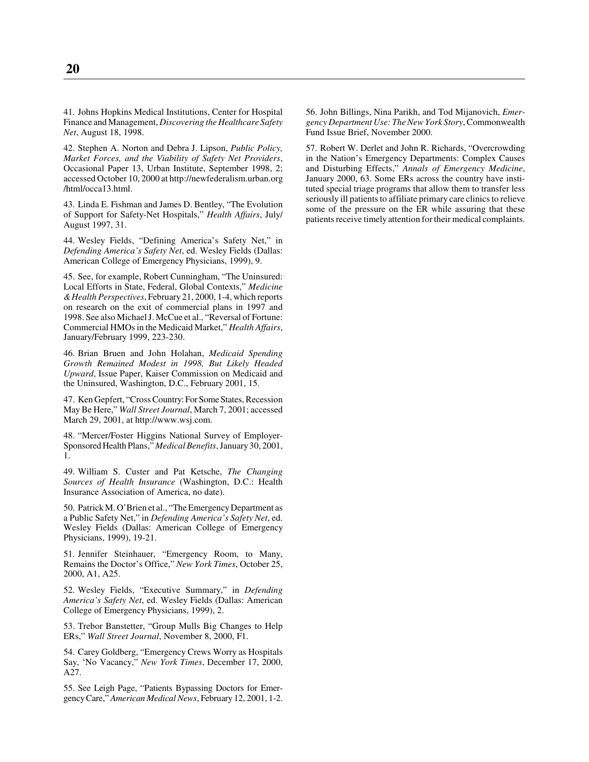41. Johns Hopkins Medical Institutions, Center for Hospital Finance and Management, *Discovering the Healthcare Safety Net*, August 18, 1998.

42. Stephen A. Norton and Debra J. Lipson, *Public Policy, Market Forces, and the Viability of Safety Net Providers*, Occasional Paper 13, Urban Institute, September 1998, 2; accessed October 10, 2000 at http://newfederalism.urban.org /html/occa13.html.

43. Linda E. Fishman and James D. Bentley, "The Evolution of Support for Safety-Net Hospitals," *Health Affairs*, July/ August 1997, 31.

44. Wesley Fields, "Defining America's Safety Net," in *Defending America's Safety Net*, ed. Wesley Fields (Dallas: American College of Emergency Physicians, 1999), 9.

45. See, for example, Robert Cunningham, "The Uninsured: Local Efforts in State, Federal, Global Contexts," *Medicine & Health Perspectives*, February 21, 2000, 1-4, which reports on research on the exit of commercial plans in 1997 and 1998. See also Michael J. McCue et al., "Reversal of Fortune: Commercial HMOs in the Medicaid Market," *Health Affairs*, January/February 1999, 223-230.

46. Brian Bruen and John Holahan, *Medicaid Spending Growth Remained Modest in 1998, But Likely Headed Upward*, Issue Paper, Kaiser Commission on Medicaid and the Uninsured, Washington, D.C., February 2001, 15.

47. Ken Gepfert, "Cross Country: For Some States, Recession May Be Here," *Wall Street Journal*, March 7, 2001; accessed March 29, 2001, at http://www.wsj.com.

48. "Mercer/Foster Higgins National Survey of Employer-Sponsored Health Plans," *Medical Benefits*, January 30, 2001, 1.

49. William S. Custer and Pat Ketsche, *The Changing Sources of Health Insurance* (Washington, D.C.: Health Insurance Association of America, no date).

50. Patrick M. O'Brien et al., "The Emergency Department as a Public Safety Net," in *Defending America's Safety Net*, ed. Wesley Fields (Dallas: American College of Emergency Physicians, 1999), 19-21.

51. Jennifer Steinhauer, "Emergency Room, to Many, Remains the Doctor's Office," *New York Times*, October 25, 2000, A1, A25.

52. Wesley Fields, "Executive Summary," in *Defending America's Safety Net*, ed. Wesley Fields (Dallas: American College of Emergency Physicians, 1999), 2.

53. Trebor Banstetter, "Group Mulls Big Changes to Help ERs," *Wall Street Journal*, November 8, 2000, F1.

54. Carey Goldberg, "Emergency Crews Worry as Hospitals Say, 'No Vacancy,'" *New York Times*, December 17, 2000, A27.

55. See Leigh Page, "Patients Bypassing Doctors for Emergency Care," *American Medical News*, February 12, 2001, 1-2.

56. John Billings, Nina Parikh, and Tod Mijanovich, *Emergency Department Use: The New York Story*, Commonwealth Fund Issue Brief, November 2000.

57. Robert W. Derlet and John R. Richards, "Overcrowding in the Nation's Emergency Departments: Complex Causes and Disturbing Effects," *Annals of Emergency Medicine*, January 2000, 63. Some ERs across the country have instituted special triage programs that allow them to transfer less seriously ill patients to affiliate primary care clinics to relieve some of the pressure on the ER while assuring that these patients receive timely attention for their medical complaints.